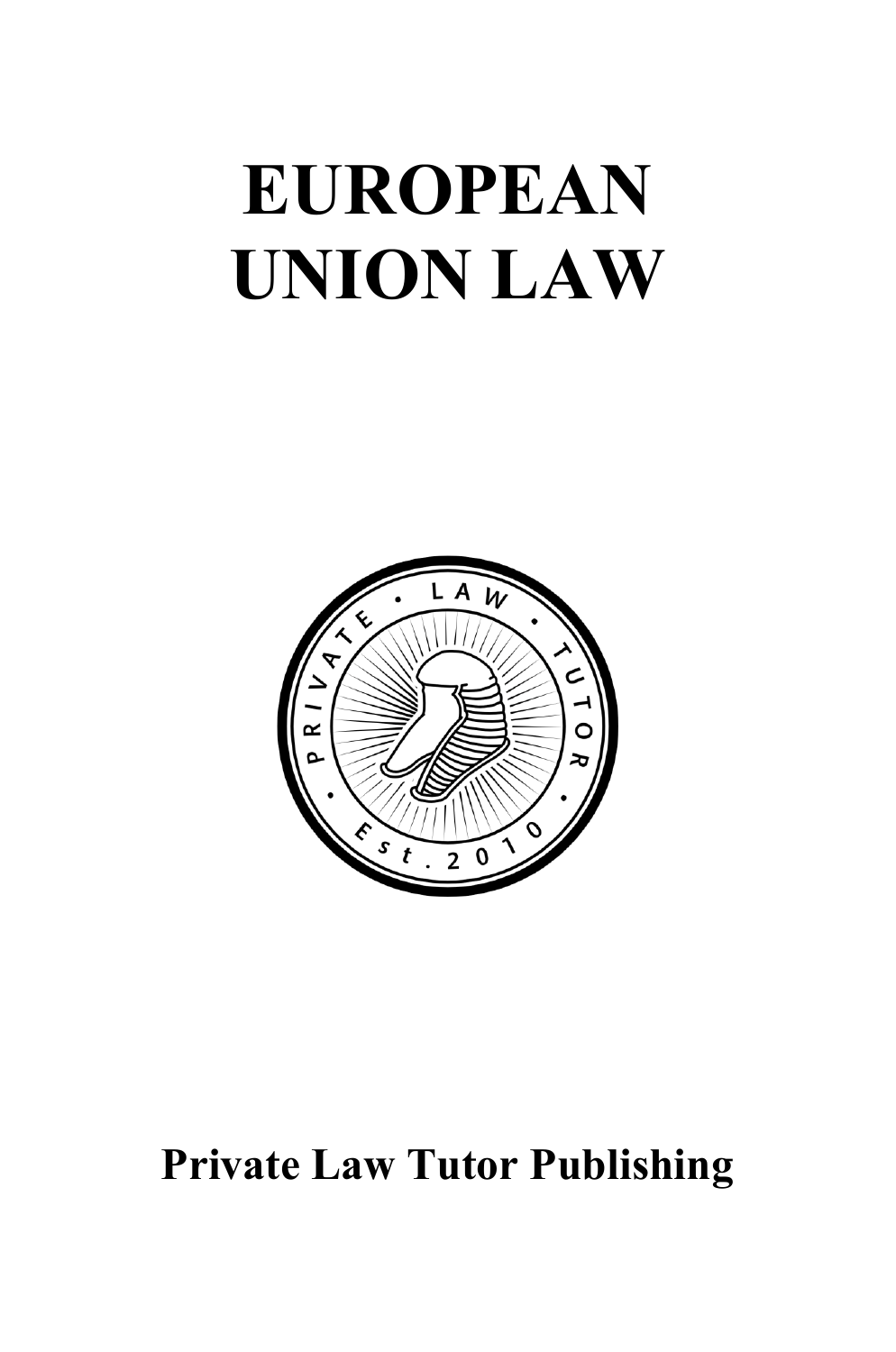# EUROPEAN UNION LAW

PRIVATE • LAW • TUTOR • Est. 2010

**Private Law Tutor Publishing**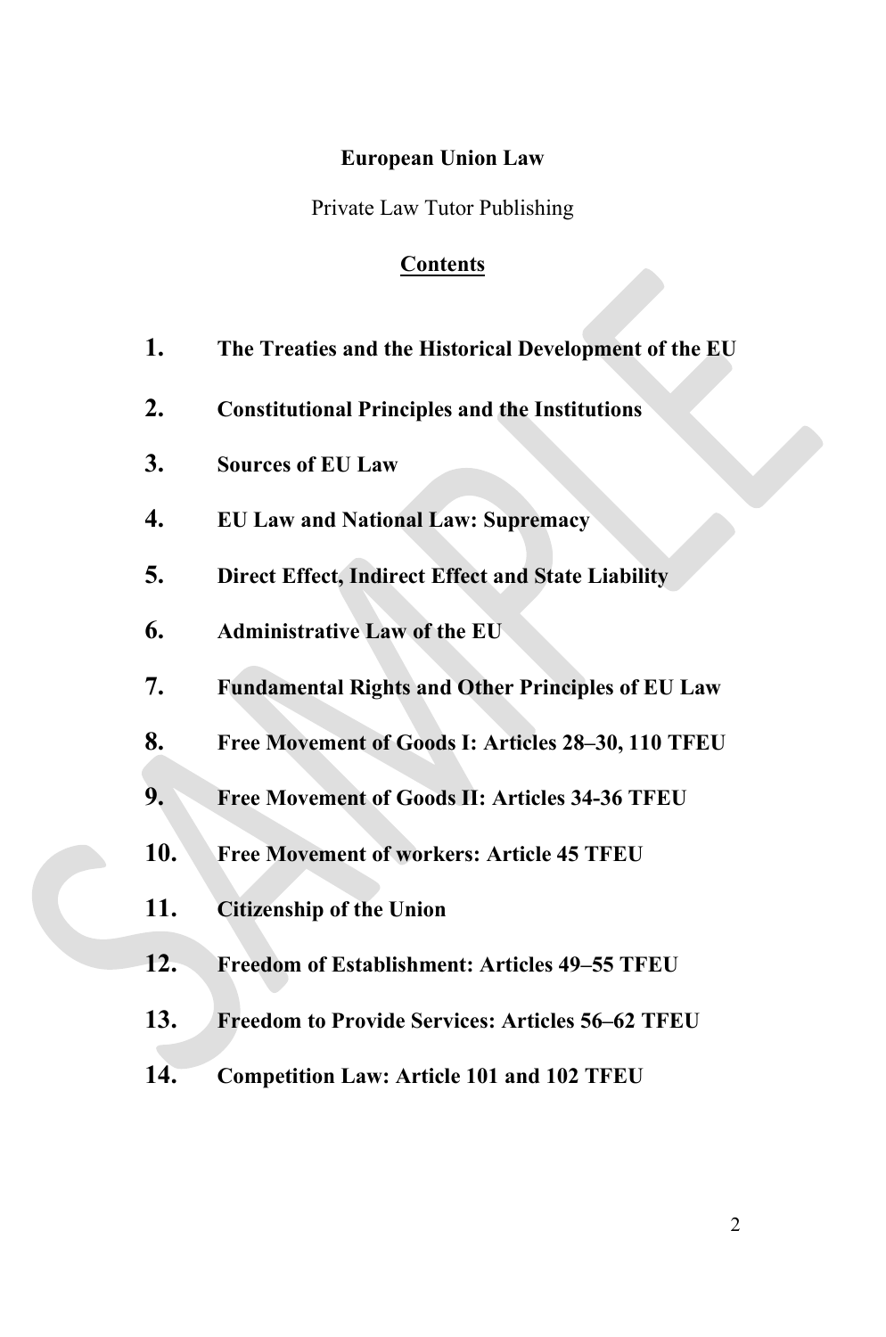**European Union Law**

Private Law Tutor Publishing

## Contents

1. **The Treaties and the Historical Development of the EU**
2. **Constitutional Principles and the Institutions**
3. **Sources of EU Law**
4. **EU Law and National Law: Supremacy**
5. **Direct Effect, Indirect Effect and State Liability**
6. **Administrative Law of the EU**
7. **Fundamental Rights and Other Principles of EU Law**
8. **Free Movement of Goods I: Articles 28–30, 110 TFEU**
9. **Free Movement of Goods II: Articles 34-36 TFEU**
10. **Free Movement of workers: Article 45 TFEU**
11. **Citizenship of the Union**
12. **Freedom of Establishment: Articles 49–55 TFEU**
13. **Freedom to Provide Services: Articles 56–62 TFEU**
14. **Competition Law: Article 101 and 102 TFEU**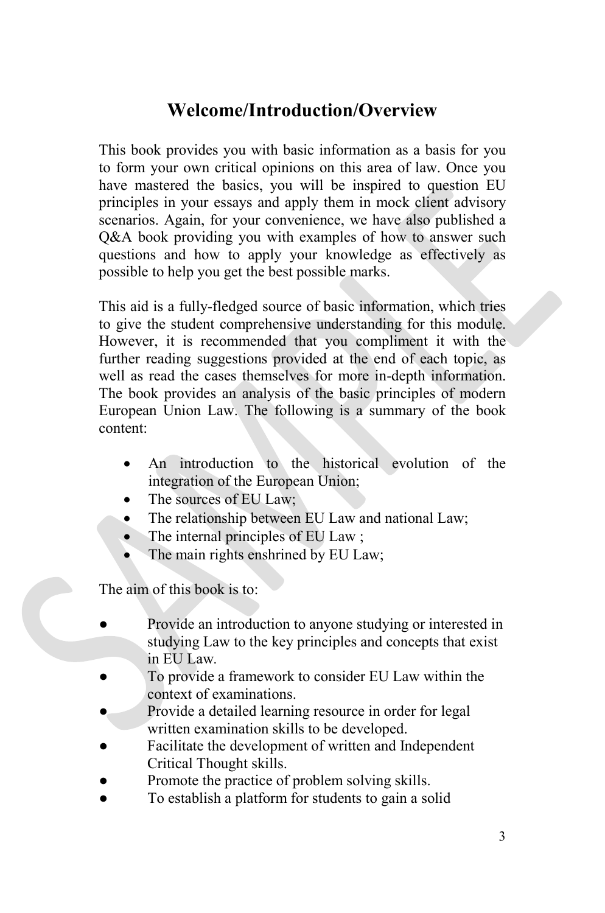# Welcome/Introduction/Overview

This book provides you with basic information as a basis for you to form your own critical opinions on this area of law. Once you have mastered the basics, you will be inspired to question EU principles in your essays and apply them in mock client advisory scenarios. Again, for your convenience, we have also published a Q&A book providing you with examples of how to answer such questions and how to apply your knowledge as effectively as possible to help you get the best possible marks.

This aid is a fully-fledged source of basic information, which tries to give the student comprehensive understanding for this module. However, it is recommended that you compliment it with the further reading suggestions provided at the end of each topic, as well as read the cases themselves for more in-depth information. The book provides an analysis of the basic principles of modern European Union Law. The following is a summary of the book content:

- An introduction to the historical evolution of the integration of the European Union;
- The sources of EU Law;
- The relationship between EU Law and national Law;
- The internal principles of EU Law ;
- The main rights enshrined by EU Law;

The aim of this book is to:

- Provide an introduction to anyone studying or interested in studying Law to the key principles and concepts that exist in EU Law.
- To provide a framework to consider EU Law within the context of examinations.
- Provide a detailed learning resource in order for legal written examination skills to be developed.
- Facilitate the development of written and Independent Critical Thought skills.
- Promote the practice of problem solving skills.
- To establish a platform for students to gain a solid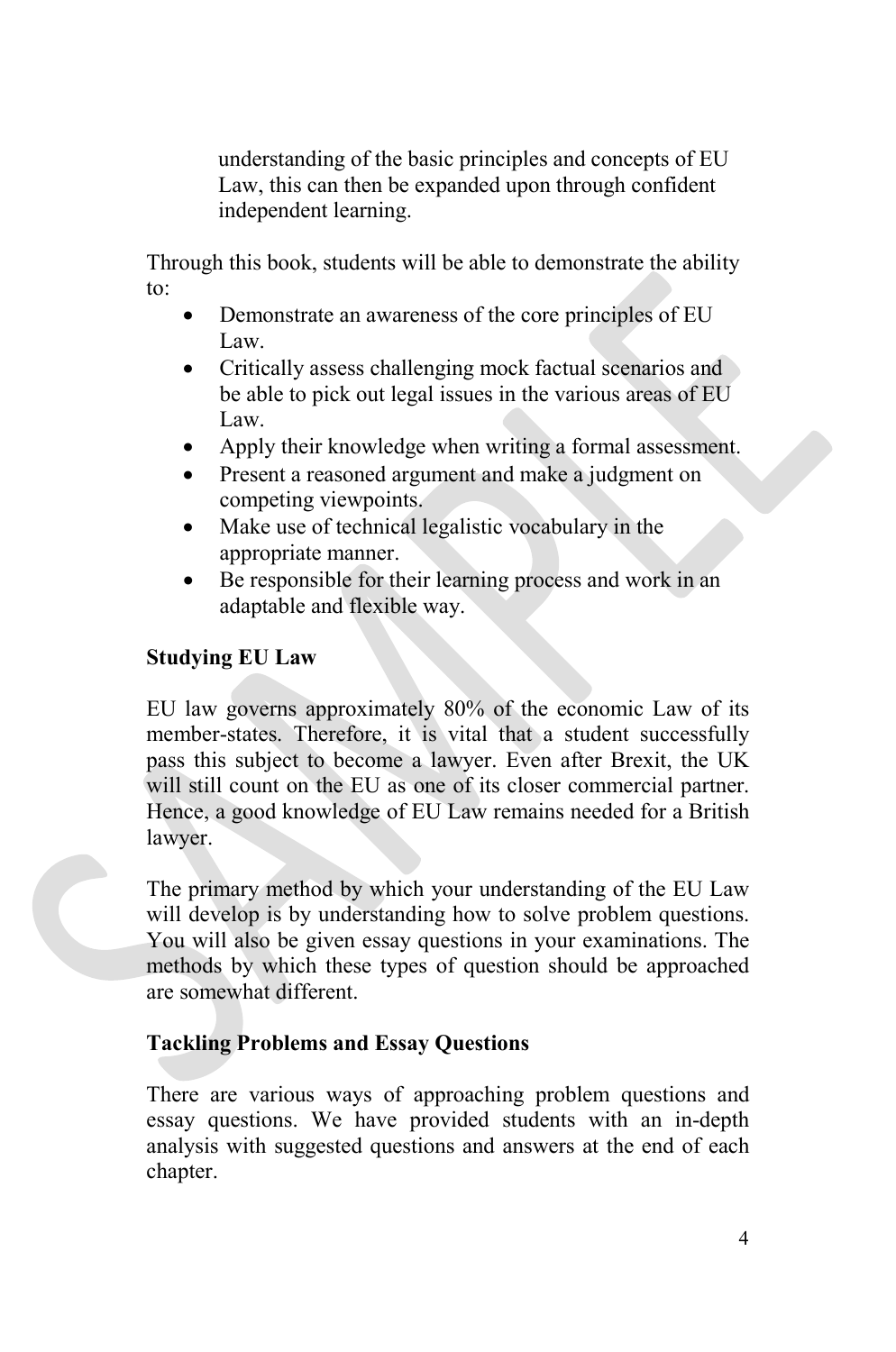understanding of the basic principles and concepts of EU Law, this can then be expanded upon through confident independent learning.

Through this book, students will be able to demonstrate the ability to:

- Demonstrate an awareness of the core principles of EU Law.
- Critically assess challenging mock factual scenarios and be able to pick out legal issues in the various areas of EU Law.
- Apply their knowledge when writing a formal assessment.
- Present a reasoned argument and make a judgment on competing viewpoints.
- Make use of technical legalistic vocabulary in the appropriate manner.
- Be responsible for their learning process and work in an adaptable and flexible way.

**Studying EU Law**

EU law governs approximately 80% of the economic Law of its member-states. Therefore, it is vital that a student successfully pass this subject to become a lawyer. Even after Brexit, the UK will still count on the EU as one of its closer commercial partner. Hence, a good knowledge of EU Law remains needed for a British lawyer.

The primary method by which your understanding of the EU Law will develop is by understanding how to solve problem questions. You will also be given essay questions in your examinations. The methods by which these types of question should be approached are somewhat different.

**Tackling Problems and Essay Questions**

There are various ways of approaching problem questions and essay questions. We have provided students with an in-depth analysis with suggested questions and answers at the end of each chapter.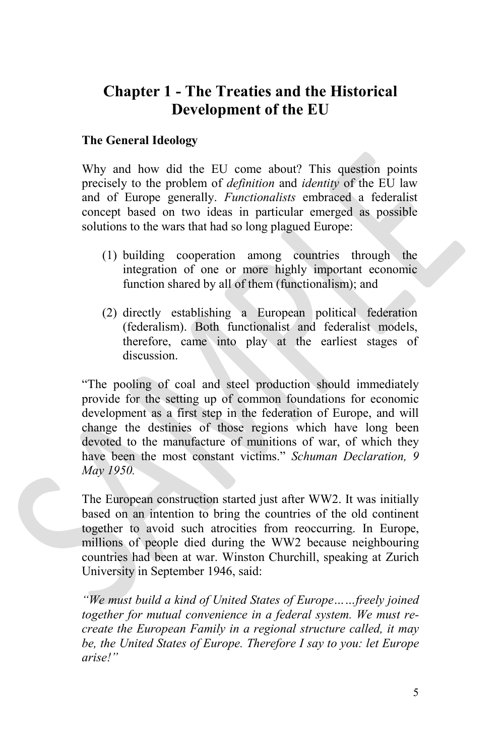# Chapter 1 - The Treaties and the Historical Development of the EU

**The General Ideology**

Why and how did the EU come about? This question points precisely to the problem of *definition* and *identity* of the EU law and of Europe generally. *Functionalists* embraced a federalist concept based on two ideas in particular emerged as possible solutions to the wars that had so long plagued Europe:

(1) building cooperation among countries through the integration of one or more highly important economic function shared by all of them (functionalism); and

(2) directly establishing a European political federation (federalism). Both functionalist and federalist models, therefore, came into play at the earliest stages of discussion.

"The pooling of coal and steel production should immediately provide for the setting up of common foundations for economic development as a first step in the federation of Europe, and will change the destinies of those regions which have long been devoted to the manufacture of munitions of war, of which they have been the most constant victims." *Schuman Declaration, 9 May 1950.*

The European construction started just after WW2. It was initially based on an intention to bring the countries of the old continent together to avoid such atrocities from reoccurring. In Europe, millions of people died during the WW2 because neighbouring countries had been at war. Winston Churchill, speaking at Zurich University in September 1946, said:

*"We must build a kind of United States of Europe……freely joined together for mutual convenience in a federal system. We must re-create the European Family in a regional structure called, it may be, the United States of Europe. Therefore I say to you: let Europe arise!"*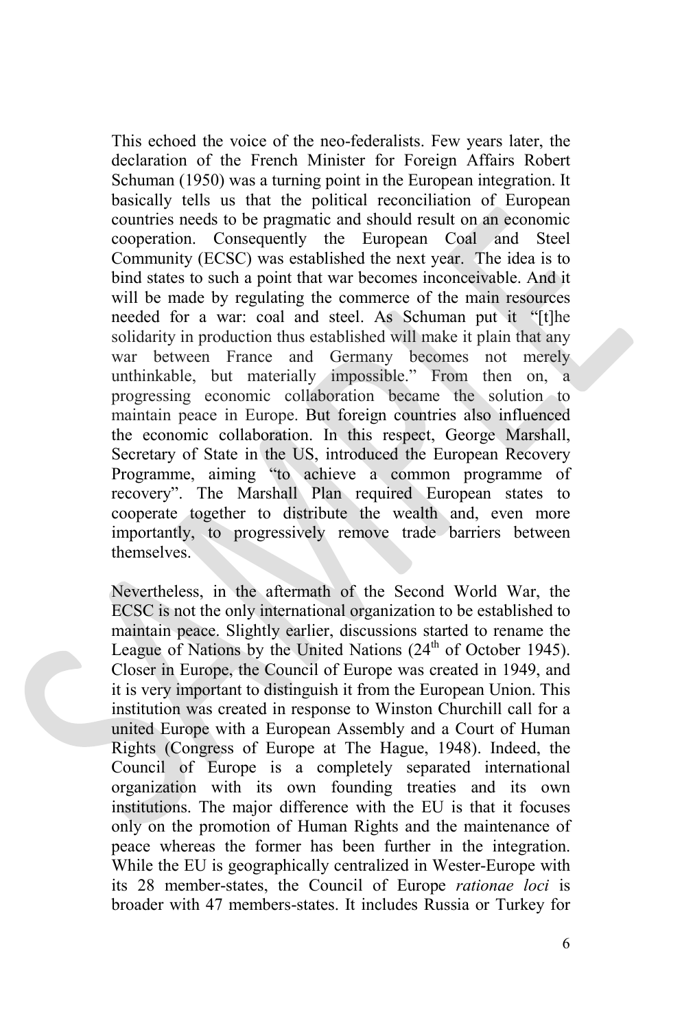This echoed the voice of the neo-federalists. Few years later, the declaration of the French Minister for Foreign Affairs Robert Schuman (1950) was a turning point in the European integration. It basically tells us that the political reconciliation of European countries needs to be pragmatic and should result on an economic cooperation. Consequently the European Coal and Steel Community (ECSC) was established the next year. The idea is to bind states to such a point that war becomes inconceivable. And it will be made by regulating the commerce of the main resources needed for a war: coal and steel. As Schuman put it "[t]he solidarity in production thus established will make it plain that any war between France and Germany becomes not merely unthinkable, but materially impossible." From then on, a progressing economic collaboration became the solution to maintain peace in Europe. But foreign countries also influenced the economic collaboration. In this respect, George Marshall, Secretary of State in the US, introduced the European Recovery Programme, aiming "to achieve a common programme of recovery". The Marshall Plan required European states to cooperate together to distribute the wealth and, even more importantly, to progressively remove trade barriers between themselves.

Nevertheless, in the aftermath of the Second World War, the ECSC is not the only international organization to be established to maintain peace. Slightly earlier, discussions started to rename the League of Nations by the United Nations (24th of October 1945). Closer in Europe, the Council of Europe was created in 1949, and it is very important to distinguish it from the European Union. This institution was created in response to Winston Churchill call for a united Europe with a European Assembly and a Court of Human Rights (Congress of Europe at The Hague, 1948). Indeed, the Council of Europe is a completely separated international organization with its own founding treaties and its own institutions. The major difference with the EU is that it focuses only on the promotion of Human Rights and the maintenance of peace whereas the former has been further in the integration. While the EU is geographically centralized in Wester-Europe with its 28 member-states, the Council of Europe *rationae loci* is broader with 47 members-states. It includes Russia or Turkey for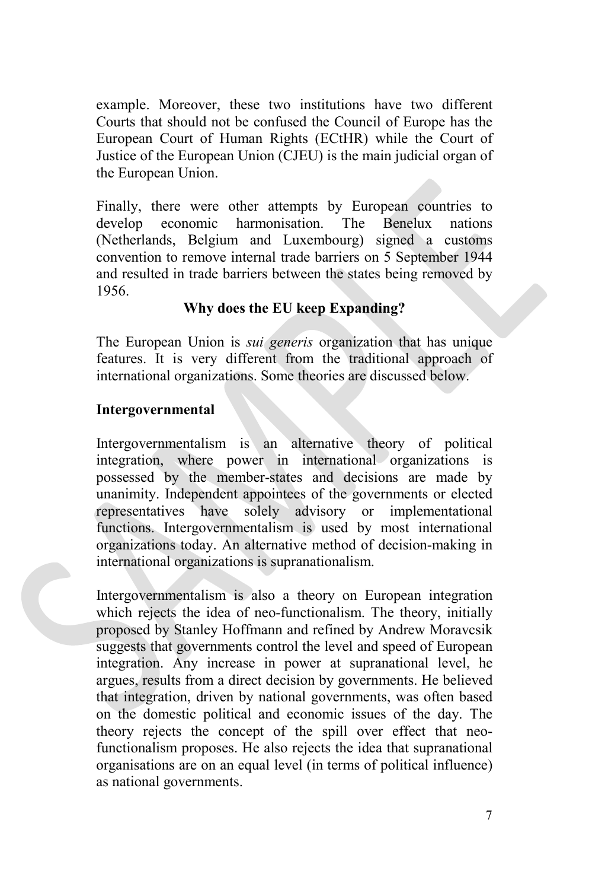example. Moreover, these two institutions have two different Courts that should not be confused the Council of Europe has the European Court of Human Rights (ECtHR) while the Court of Justice of the European Union (CJEU) is the main judicial organ of the European Union.

Finally, there were other attempts by European countries to develop economic harmonisation. The Benelux nations (Netherlands, Belgium and Luxembourg) signed a customs convention to remove internal trade barriers on 5 September 1944 and resulted in trade barriers between the states being removed by 1956.

## Why does the EU keep Expanding?

The European Union is *sui generis* organization that has unique features. It is very different from the traditional approach of international organizations. Some theories are discussed below.

### Intergovernmental

Intergovernmentalism is an alternative theory of political integration, where power in international organizations is possessed by the member-states and decisions are made by unanimity. Independent appointees of the governments or elected representatives have solely advisory or implementational functions. Intergovernmentalism is used by most international organizations today. An alternative method of decision-making in international organizations is supranationalism.

Intergovernmentalism is also a theory on European integration which rejects the idea of neo-functionalism. The theory, initially proposed by Stanley Hoffmann and refined by Andrew Moravcsik suggests that governments control the level and speed of European integration. Any increase in power at supranational level, he argues, results from a direct decision by governments. He believed that integration, driven by national governments, was often based on the domestic political and economic issues of the day. The theory rejects the concept of the spill over effect that neo-functionalism proposes. He also rejects the idea that supranational organisations are on an equal level (in terms of political influence) as national governments.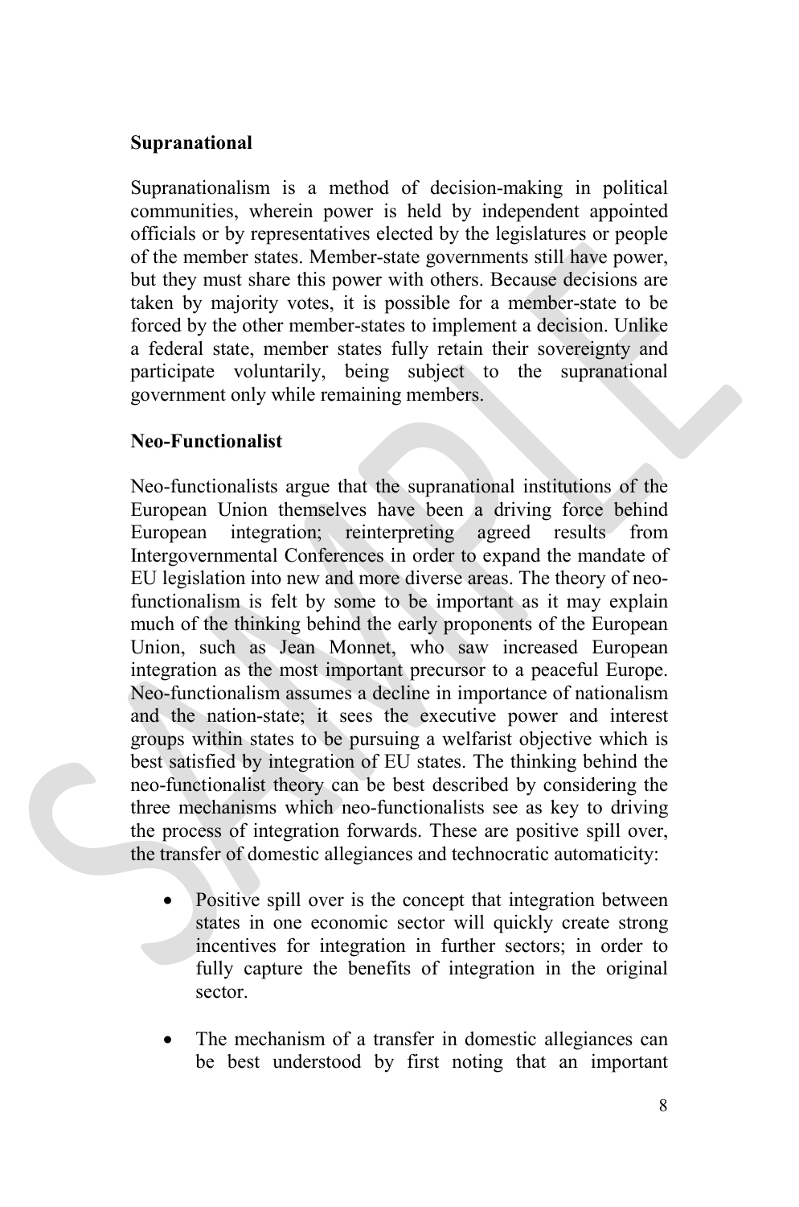**Supranational**

Supranationalism is a method of decision-making in political communities, wherein power is held by independent appointed officials or by representatives elected by the legislatures or people of the member states. Member-state governments still have power, but they must share this power with others. Because decisions are taken by majority votes, it is possible for a member-state to be forced by the other member-states to implement a decision. Unlike a federal state, member states fully retain their sovereignty and participate voluntarily, being subject to the supranational government only while remaining members.

**Neo-Functionalist**

Neo-functionalists argue that the supranational institutions of the European Union themselves have been a driving force behind European integration; reinterpreting agreed results from Intergovernmental Conferences in order to expand the mandate of EU legislation into new and more diverse areas. The theory of neo-functionalism is felt by some to be important as it may explain much of the thinking behind the early proponents of the European Union, such as Jean Monnet, who saw increased European integration as the most important precursor to a peaceful Europe. Neo-functionalism assumes a decline in importance of nationalism and the nation-state; it sees the executive power and interest groups within states to be pursuing a welfarist objective which is best satisfied by integration of EU states. The thinking behind the neo-functionalist theory can be best described by considering the three mechanisms which neo-functionalists see as key to driving the process of integration forwards. These are positive spill over, the transfer of domestic allegiances and technocratic automaticity:

- Positive spill over is the concept that integration between states in one economic sector will quickly create strong incentives for integration in further sectors; in order to fully capture the benefits of integration in the original sector.

- The mechanism of a transfer in domestic allegiances can be best understood by first noting that an important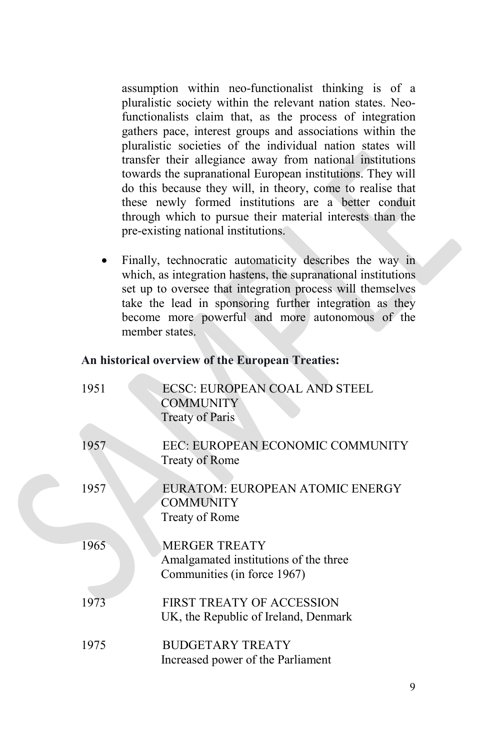assumption within neo-functionalist thinking is of a pluralistic society within the relevant nation states. Neo-functionalists claim that, as the process of integration gathers pace, interest groups and associations within the pluralistic societies of the individual nation states will transfer their allegiance away from national institutions towards the supranational European institutions. They will do this because they will, in theory, come to realise that these newly formed institutions are a better conduit through which to pursue their material interests than the pre-existing national institutions.

- Finally, technocratic automaticity describes the way in which, as integration hastens, the supranational institutions set up to oversee that integration process will themselves take the lead in sponsoring further integration as they become more powerful and more autonomous of the member states.

**An historical overview of the European Treaties:**

| | |
|---|---|
| 1951 | ECSC: EUROPEAN COAL AND STEEL COMMUNITY<br>Treaty of Paris |
| 1957 | EEC: EUROPEAN ECONOMIC COMMUNITY<br>Treaty of Rome |
| 1957 | EURATOM: EUROPEAN ATOMIC ENERGY COMMUNITY<br>Treaty of Rome |
| 1965 | MERGER TREATY<br>Amalgamated institutions of the three Communities (in force 1967) |
| 1973 | FIRST TREATY OF ACCESSION<br>UK, the Republic of Ireland, Denmark |
| 1975 | BUDGETARY TREATY<br>Increased power of the Parliament |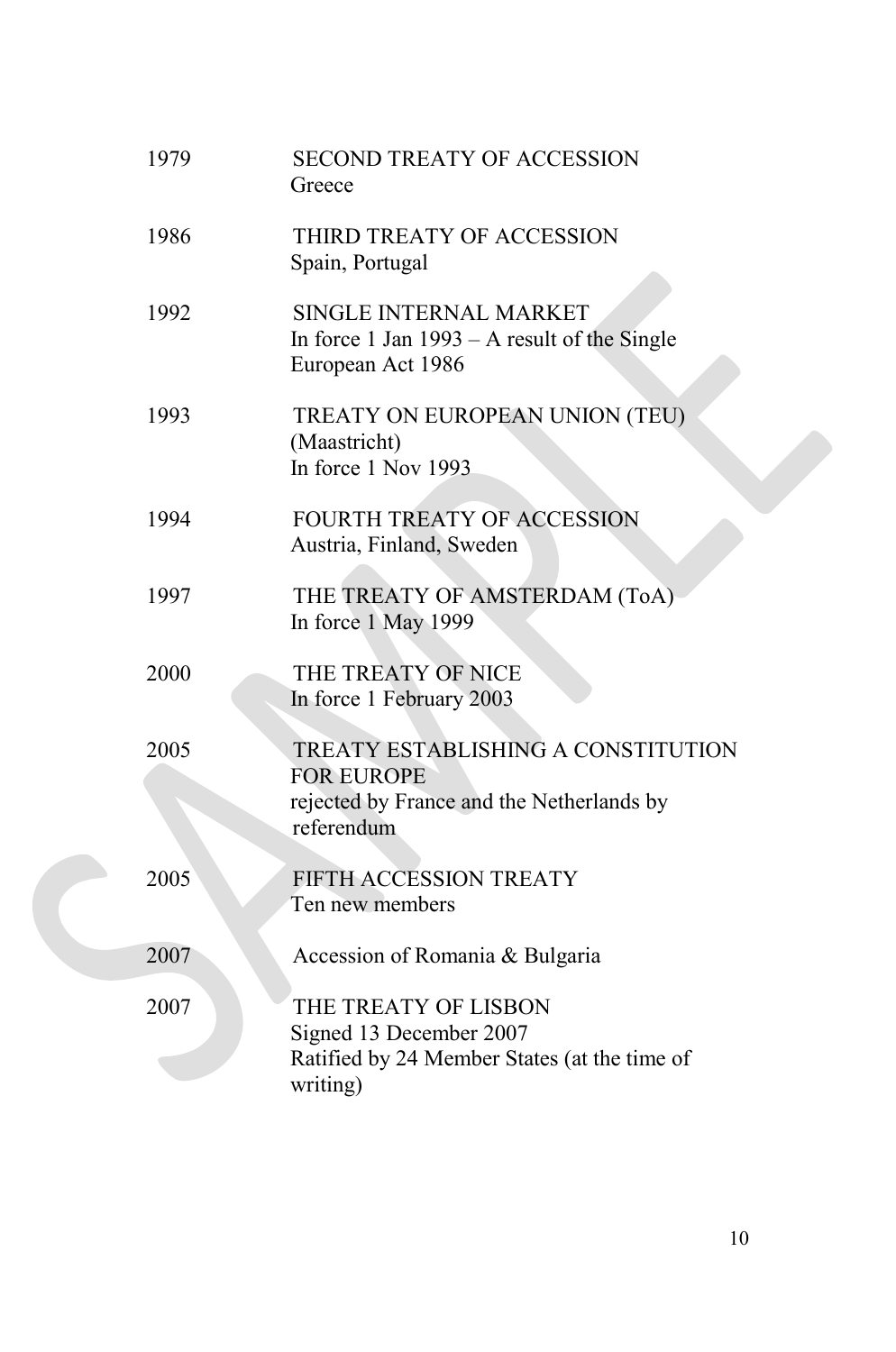| | |
|---|---|
| 1979 | SECOND TREATY OF ACCESSION<br>Greece |
| 1986 | THIRD TREATY OF ACCESSION<br>Spain, Portugal |
| 1992 | SINGLE INTERNAL MARKET<br>In force 1 Jan 1993 – A result of the Single European Act 1986 |
| 1993 | TREATY ON EUROPEAN UNION (TEU) (Maastricht)<br>In force 1 Nov 1993 |
| 1994 | FOURTH TREATY OF ACCESSION<br>Austria, Finland, Sweden |
| 1997 | THE TREATY OF AMSTERDAM (ToA)<br>In force 1 May 1999 |
| 2000 | THE TREATY OF NICE<br>In force 1 February 2003 |
| 2005 | TREATY ESTABLISHING A CONSTITUTION FOR EUROPE<br>rejected by France and the Netherlands by referendum |
| 2005 | FIFTH ACCESSION TREATY<br>Ten new members |
| 2007 | Accession of Romania & Bulgaria |
| 2007 | THE TREATY OF LISBON<br>Signed 13 December 2007<br>Ratified by 24 Member States (at the time of writing) |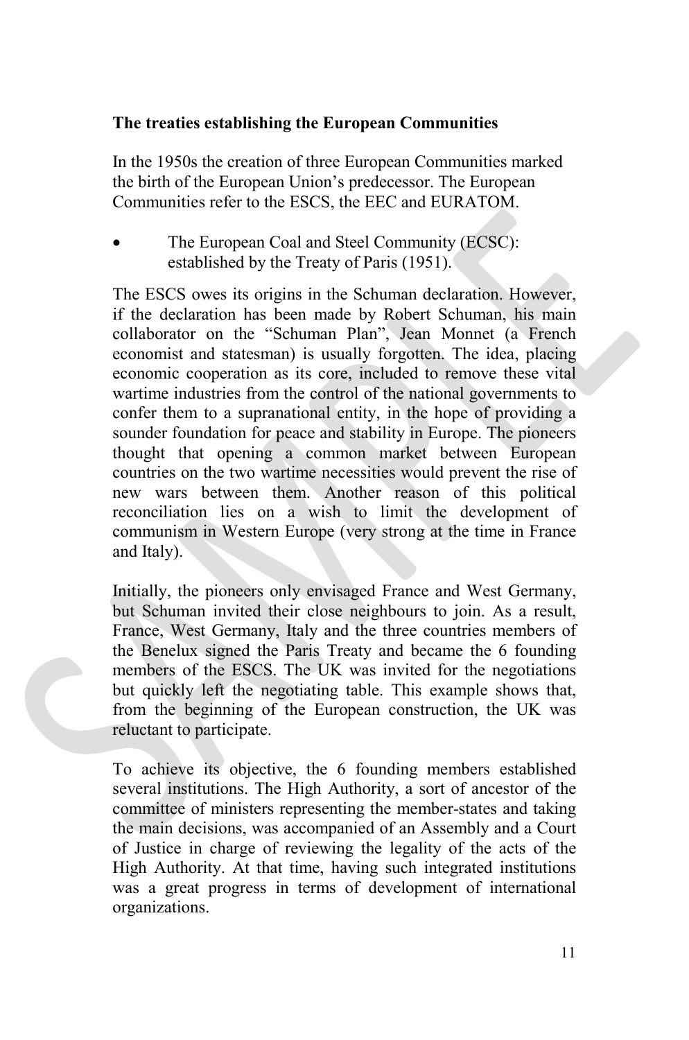**The treaties establishing the European Communities**

In the 1950s the creation of three European Communities marked the birth of the European Union's predecessor. The European Communities refer to the ESCS, the EEC and EURATOM.

- The European Coal and Steel Community (ECSC): established by the Treaty of Paris (1951).

The ESCS owes its origins in the Schuman declaration. However, if the declaration has been made by Robert Schuman, his main collaborator on the "Schuman Plan", Jean Monnet (a French economist and statesman) is usually forgotten. The idea, placing economic cooperation as its core, included to remove these vital wartime industries from the control of the national governments to confer them to a supranational entity, in the hope of providing a sounder foundation for peace and stability in Europe. The pioneers thought that opening a common market between European countries on the two wartime necessities would prevent the rise of new wars between them. Another reason of this political reconciliation lies on a wish to limit the development of communism in Western Europe (very strong at the time in France and Italy).

Initially, the pioneers only envisaged France and West Germany, but Schuman invited their close neighbours to join. As a result, France, West Germany, Italy and the three countries members of the Benelux signed the Paris Treaty and became the 6 founding members of the ESCS. The UK was invited for the negotiations but quickly left the negotiating table. This example shows that, from the beginning of the European construction, the UK was reluctant to participate.

To achieve its objective, the 6 founding members established several institutions. The High Authority, a sort of ancestor of the committee of ministers representing the member-states and taking the main decisions, was accompanied of an Assembly and a Court of Justice in charge of reviewing the legality of the acts of the High Authority. At that time, having such integrated institutions was a great progress in terms of development of international organizations.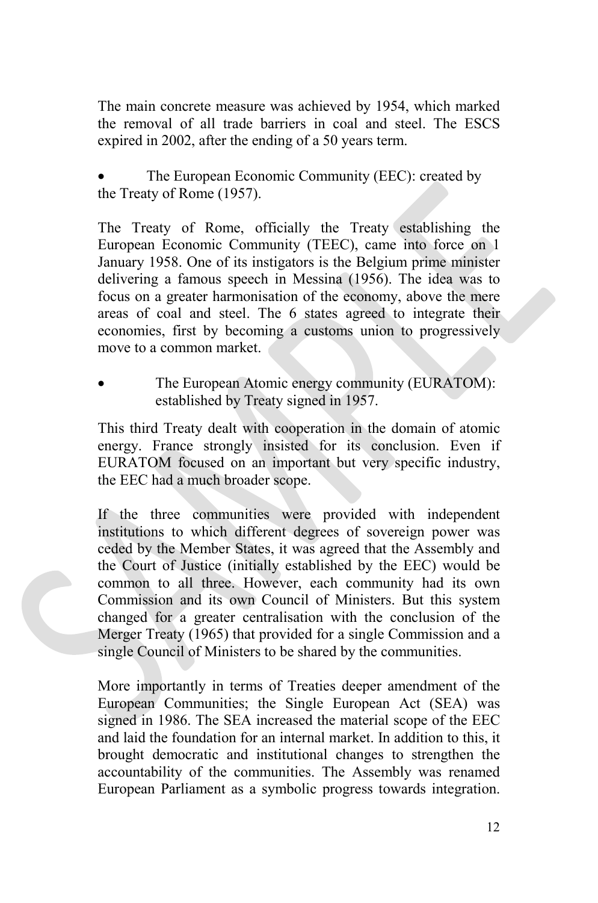The main concrete measure was achieved by 1954, which marked the removal of all trade barriers in coal and steel. The ESCS expired in 2002, after the ending of a 50 years term.

- The European Economic Community (EEC): created by the Treaty of Rome (1957).

The Treaty of Rome, officially the Treaty establishing the European Economic Community (TEEC), came into force on 1 January 1958. One of its instigators is the Belgium prime minister delivering a famous speech in Messina (1956). The idea was to focus on a greater harmonisation of the economy, above the mere areas of coal and steel. The 6 states agreed to integrate their economies, first by becoming a customs union to progressively move to a common market.

- The European Atomic energy community (EURATOM): established by Treaty signed in 1957.

This third Treaty dealt with cooperation in the domain of atomic energy. France strongly insisted for its conclusion. Even if EURATOM focused on an important but very specific industry, the EEC had a much broader scope.

If the three communities were provided with independent institutions to which different degrees of sovereign power was ceded by the Member States, it was agreed that the Assembly and the Court of Justice (initially established by the EEC) would be common to all three. However, each community had its own Commission and its own Council of Ministers. But this system changed for a greater centralisation with the conclusion of the Merger Treaty (1965) that provided for a single Commission and a single Council of Ministers to be shared by the communities.

More importantly in terms of Treaties deeper amendment of the European Communities; the Single European Act (SEA) was signed in 1986. The SEA increased the material scope of the EEC and laid the foundation for an internal market. In addition to this, it brought democratic and institutional changes to strengthen the accountability of the communities. The Assembly was renamed European Parliament as a symbolic progress towards integration.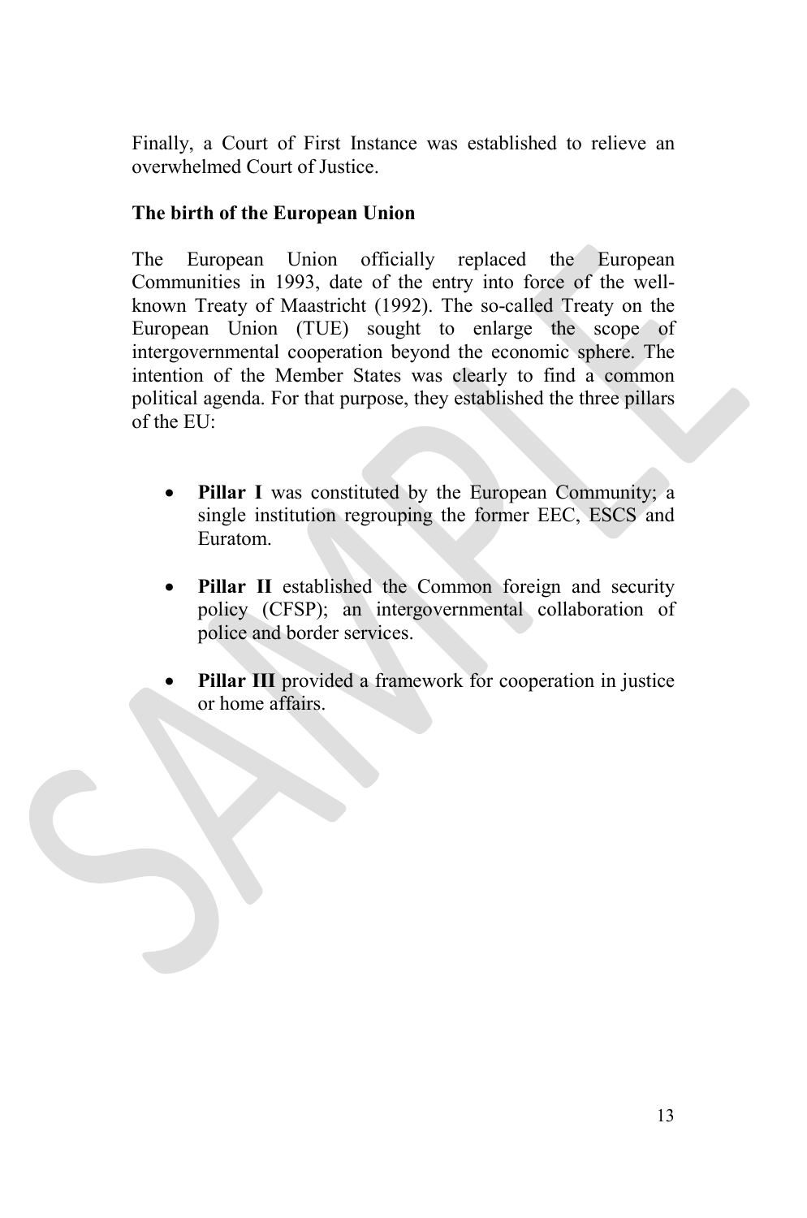Finally, a Court of First Instance was established to relieve an overwhelmed Court of Justice.

**The birth of the European Union**

The European Union officially replaced the European Communities in 1993, date of the entry into force of the well-known Treaty of Maastricht (1992). The so-called Treaty on the European Union (TUE) sought to enlarge the scope of intergovernmental cooperation beyond the economic sphere. The intention of the Member States was clearly to find a common political agenda. For that purpose, they established the three pillars of the EU:

- **Pillar I** was constituted by the European Community; a single institution regrouping the former EEC, ESCS and Euratom.
- **Pillar II** established the Common foreign and security policy (CFSP); an intergovernmental collaboration of police and border services.
- **Pillar III** provided a framework for cooperation in justice or home affairs.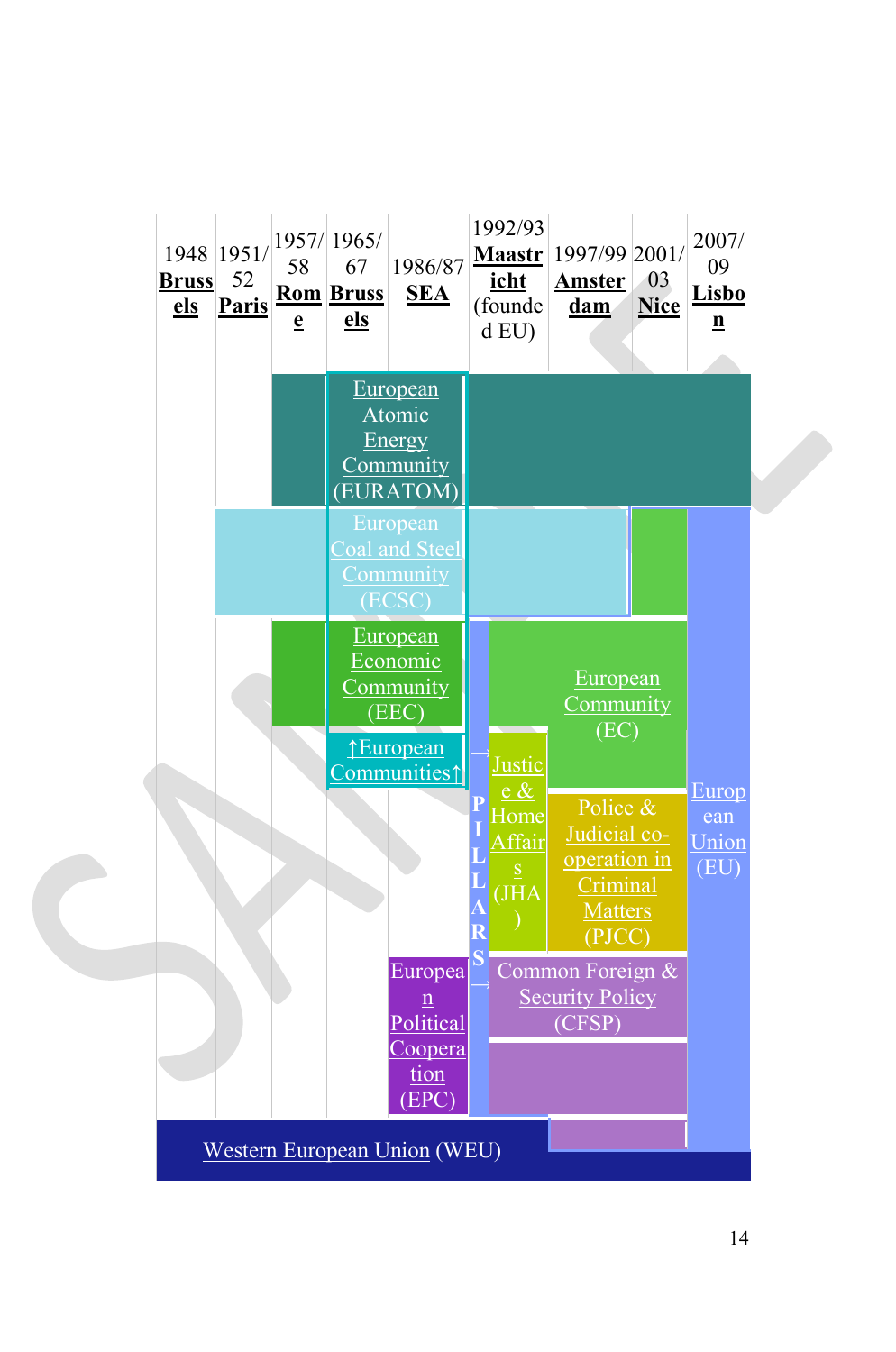| 1948 **Brussels** | 1951/52 **Paris** | 1957/58 **Rome** | 1965/67 **Brussels** | 1986/87 **SEA** | 1992/93 **Maastricht** (founded EU) | 1997/99 **Amsterdam** | 2001/03 **Nice** | 2007/09 **Lisbon** |
|---|---|---|---|---|---|---|---|---|

European Atomic Energy Community (EURATOM)

European Coal and Steel Community (ECSC)

European Economic Community (EEC)

↑European Communities↑

→ PILLARS →

European Community (EC)

Justice & Home Affairs (JHA)

Police & Judicial co-operation in Criminal Matters (PJCC)

European Political Cooperation (EPC)

Common Foreign & Security Policy (CFSP)

European Union (EU)

Western European Union (WEU)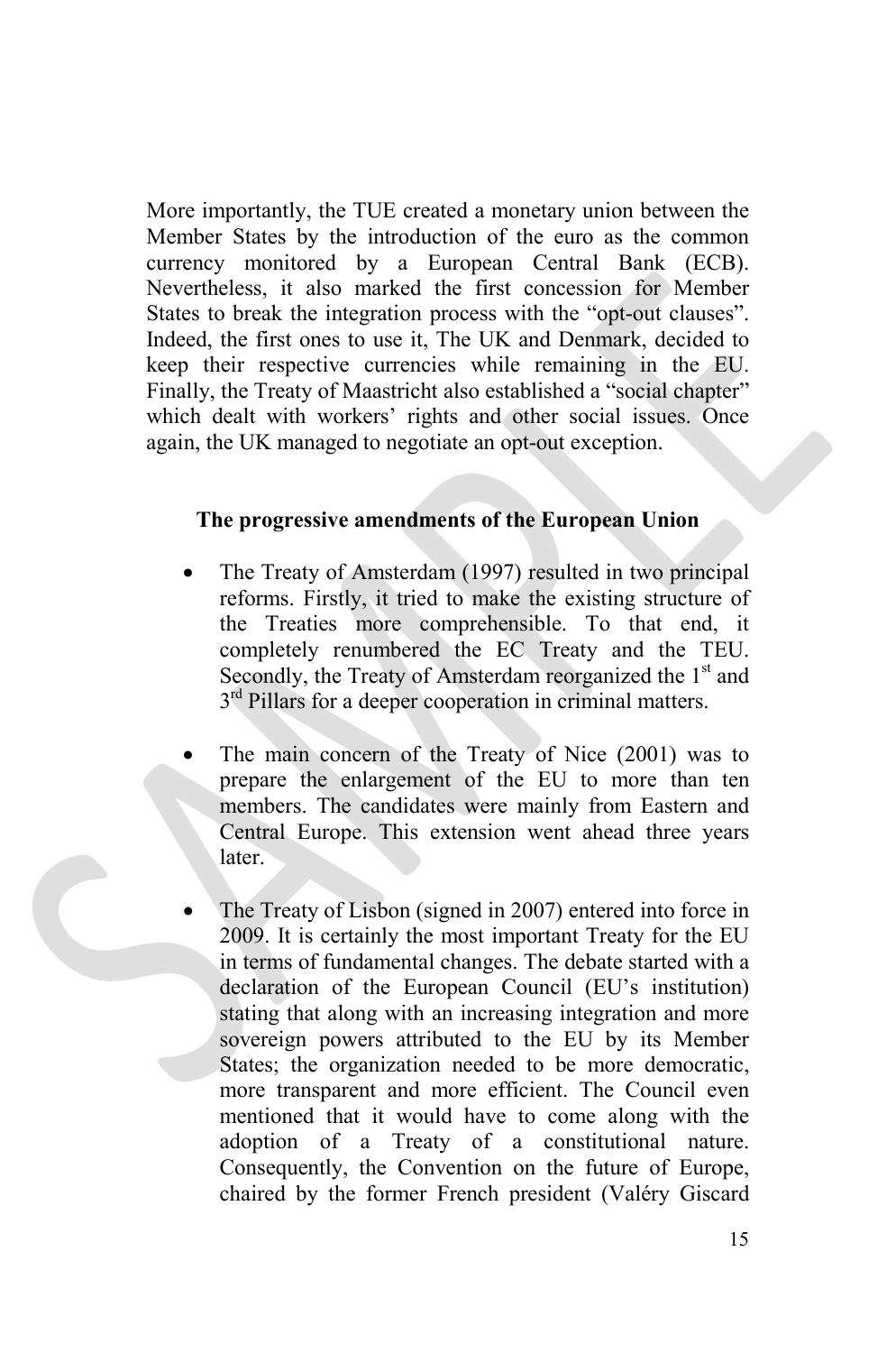More importantly, the TUE created a monetary union between the Member States by the introduction of the euro as the common currency monitored by a European Central Bank (ECB). Nevertheless, it also marked the first concession for Member States to break the integration process with the "opt-out clauses". Indeed, the first ones to use it, The UK and Denmark, decided to keep their respective currencies while remaining in the EU. Finally, the Treaty of Maastricht also established a "social chapter" which dealt with workers' rights and other social issues. Once again, the UK managed to negotiate an opt-out exception.

**The progressive amendments of the European Union**

- The Treaty of Amsterdam (1997) resulted in two principal reforms. Firstly, it tried to make the existing structure of the Treaties more comprehensible. To that end, it completely renumbered the EC Treaty and the TEU. Secondly, the Treaty of Amsterdam reorganized the 1st and 3rd Pillars for a deeper cooperation in criminal matters.

- The main concern of the Treaty of Nice (2001) was to prepare the enlargement of the EU to more than ten members. The candidates were mainly from Eastern and Central Europe. This extension went ahead three years later.

- The Treaty of Lisbon (signed in 2007) entered into force in 2009. It is certainly the most important Treaty for the EU in terms of fundamental changes. The debate started with a declaration of the European Council (EU's institution) stating that along with an increasing integration and more sovereign powers attributed to the EU by its Member States; the organization needed to be more democratic, more transparent and more efficient. The Council even mentioned that it would have to come along with the adoption of a Treaty of a constitutional nature. Consequently, the Convention on the future of Europe, chaired by the former French president (Valéry Giscard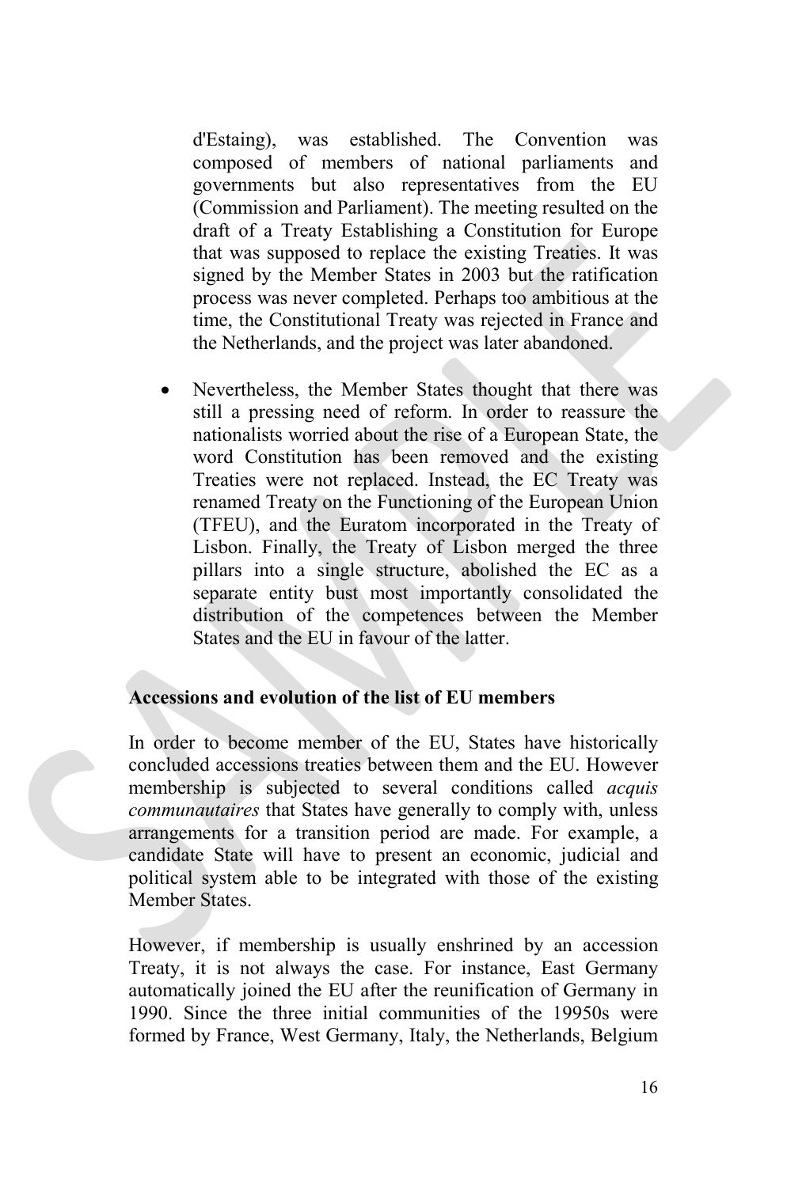d'Estaing), was established. The Convention was composed of members of national parliaments and governments but also representatives from the EU (Commission and Parliament). The meeting resulted on the draft of a Treaty Establishing a Constitution for Europe that was supposed to replace the existing Treaties. It was signed by the Member States in 2003 but the ratification process was never completed. Perhaps too ambitious at the time, the Constitutional Treaty was rejected in France and the Netherlands, and the project was later abandoned.

- Nevertheless, the Member States thought that there was still a pressing need of reform. In order to reassure the nationalists worried about the rise of a European State, the word Constitution has been removed and the existing Treaties were not replaced. Instead, the EC Treaty was renamed Treaty on the Functioning of the European Union (TFEU), and the Euratom incorporated in the Treaty of Lisbon. Finally, the Treaty of Lisbon merged the three pillars into a single structure, abolished the EC as a separate entity bust most importantly consolidated the distribution of the competences between the Member States and the EU in favour of the latter.

**Accessions and evolution of the list of EU members**

In order to become member of the EU, States have historically concluded accessions treaties between them and the EU. However membership is subjected to several conditions called *acquis communautaires* that States have generally to comply with, unless arrangements for a transition period are made. For example, a candidate State will have to present an economic, judicial and political system able to be integrated with those of the existing Member States.

However, if membership is usually enshrined by an accession Treaty, it is not always the case. For instance, East Germany automatically joined the EU after the reunification of Germany in 1990. Since the three initial communities of the 19950s were formed by France, West Germany, Italy, the Netherlands, Belgium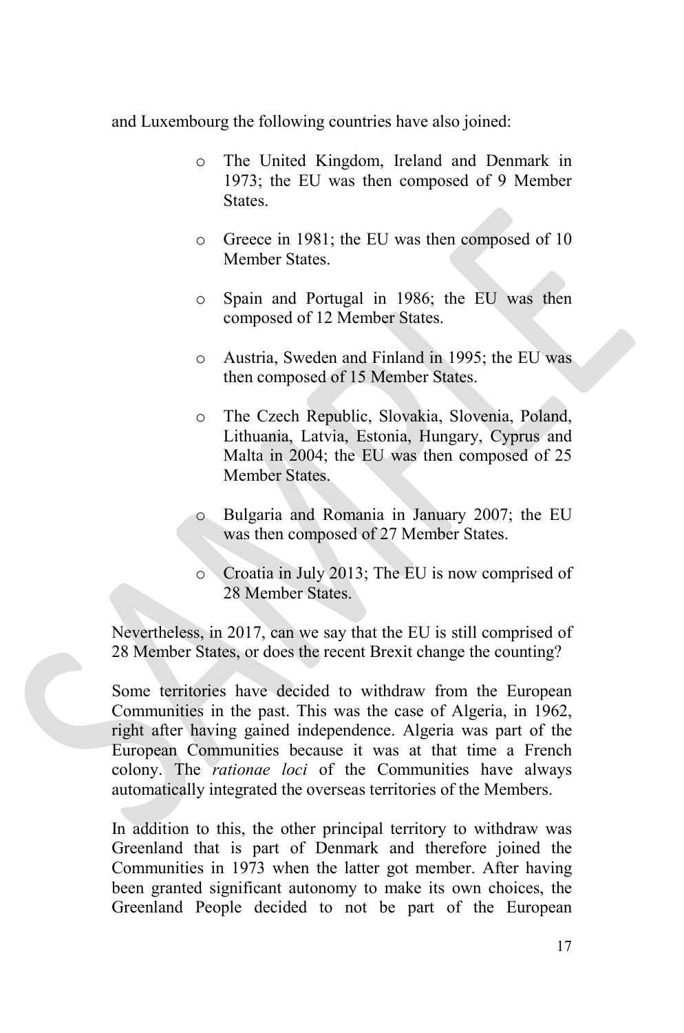and Luxembourg the following countries have also joined:

- The United Kingdom, Ireland and Denmark in 1973; the EU was then composed of 9 Member States.
- Greece in 1981; the EU was then composed of 10 Member States.
- Spain and Portugal in 1986; the EU was then composed of 12 Member States.
- Austria, Sweden and Finland in 1995; the EU was then composed of 15 Member States.
- The Czech Republic, Slovakia, Slovenia, Poland, Lithuania, Latvia, Estonia, Hungary, Cyprus and Malta in 2004; the EU was then composed of 25 Member States.
- Bulgaria and Romania in January 2007; the EU was then composed of 27 Member States.
- Croatia in July 2013; The EU is now comprised of 28 Member States.

Nevertheless, in 2017, can we say that the EU is still comprised of 28 Member States, or does the recent Brexit change the counting?

Some territories have decided to withdraw from the European Communities in the past. This was the case of Algeria, in 1962, right after having gained independence. Algeria was part of the European Communities because it was at that time a French colony. The *rationae loci* of the Communities have always automatically integrated the overseas territories of the Members.

In addition to this, the other principal territory to withdraw was Greenland that is part of Denmark and therefore joined the Communities in 1973 when the latter got member. After having been granted significant autonomy to make its own choices, the Greenland People decided to not be part of the European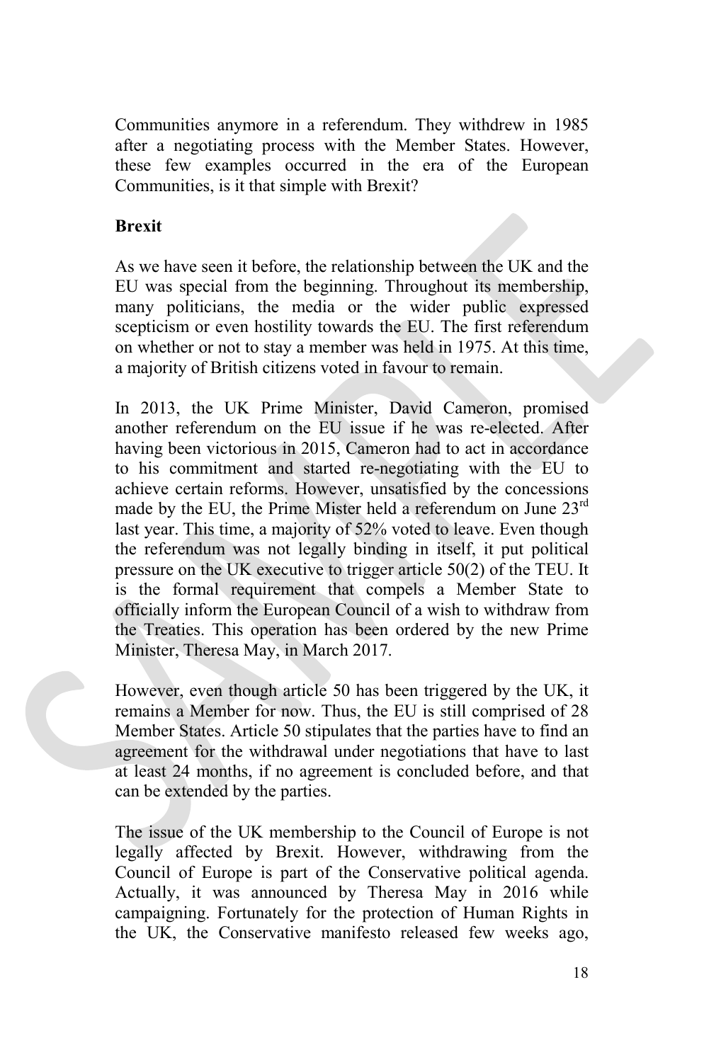Communities anymore in a referendum. They withdrew in 1985 after a negotiating process with the Member States. However, these few examples occurred in the era of the European Communities, is it that simple with Brexit?

**Brexit**

As we have seen it before, the relationship between the UK and the EU was special from the beginning. Throughout its membership, many politicians, the media or the wider public expressed scepticism or even hostility towards the EU. The first referendum on whether or not to stay a member was held in 1975. At this time, a majority of British citizens voted in favour to remain.

In 2013, the UK Prime Minister, David Cameron, promised another referendum on the EU issue if he was re-elected. After having been victorious in 2015, Cameron had to act in accordance to his commitment and started re-negotiating with the EU to achieve certain reforms. However, unsatisfied by the concessions made by the EU, the Prime Mister held a referendum on June 23rd last year. This time, a majority of 52% voted to leave. Even though the referendum was not legally binding in itself, it put political pressure on the UK executive to trigger article 50(2) of the TEU. It is the formal requirement that compels a Member State to officially inform the European Council of a wish to withdraw from the Treaties. This operation has been ordered by the new Prime Minister, Theresa May, in March 2017.

However, even though article 50 has been triggered by the UK, it remains a Member for now. Thus, the EU is still comprised of 28 Member States. Article 50 stipulates that the parties have to find an agreement for the withdrawal under negotiations that have to last at least 24 months, if no agreement is concluded before, and that can be extended by the parties.

The issue of the UK membership to the Council of Europe is not legally affected by Brexit. However, withdrawing from the Council of Europe is part of the Conservative political agenda. Actually, it was announced by Theresa May in 2016 while campaigning. Fortunately for the protection of Human Rights in the UK, the Conservative manifesto released few weeks ago,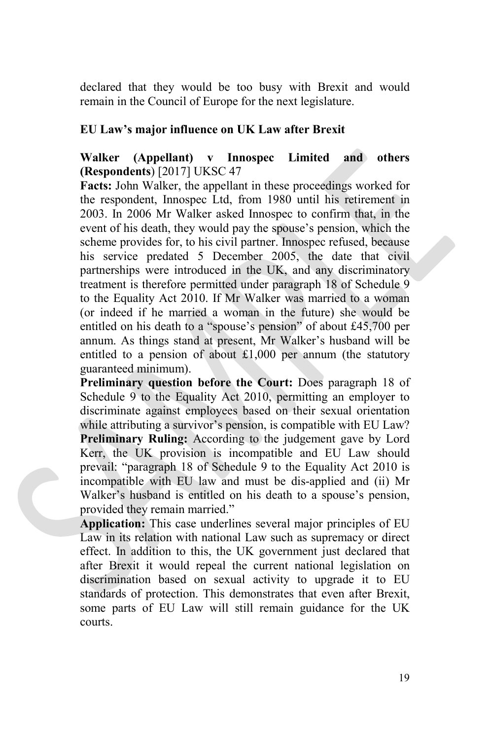declared that they would be too busy with Brexit and would remain in the Council of Europe for the next legislature.

**EU Law's major influence on UK Law after Brexit**

**Walker (Appellant) v Innospec Limited and others (Respondents)** [2017] UKSC 47

**Facts:** John Walker, the appellant in these proceedings worked for the respondent, Innospec Ltd, from 1980 until his retirement in 2003. In 2006 Mr Walker asked Innospec to confirm that, in the event of his death, they would pay the spouse's pension, which the scheme provides for, to his civil partner. Innospec refused, because his service predated 5 December 2005, the date that civil partnerships were introduced in the UK, and any discriminatory treatment is therefore permitted under paragraph 18 of Schedule 9 to the Equality Act 2010. If Mr Walker was married to a woman (or indeed if he married a woman in the future) she would be entitled on his death to a "spouse's pension" of about £45,700 per annum. As things stand at present, Mr Walker's husband will be entitled to a pension of about £1,000 per annum (the statutory guaranteed minimum).

**Preliminary question before the Court:** Does paragraph 18 of Schedule 9 to the Equality Act 2010, permitting an employer to discriminate against employees based on their sexual orientation while attributing a survivor's pension, is compatible with EU Law?

**Preliminary Ruling:** According to the judgement gave by Lord Kerr, the UK provision is incompatible and EU Law should prevail: "paragraph 18 of Schedule 9 to the Equality Act 2010 is incompatible with EU law and must be dis-applied and (ii) Mr Walker's husband is entitled on his death to a spouse's pension, provided they remain married."

**Application:** This case underlines several major principles of EU Law in its relation with national Law such as supremacy or direct effect. In addition to this, the UK government just declared that after Brexit it would repeal the current national legislation on discrimination based on sexual activity to upgrade it to EU standards of protection. This demonstrates that even after Brexit, some parts of EU Law will still remain guidance for the UK courts.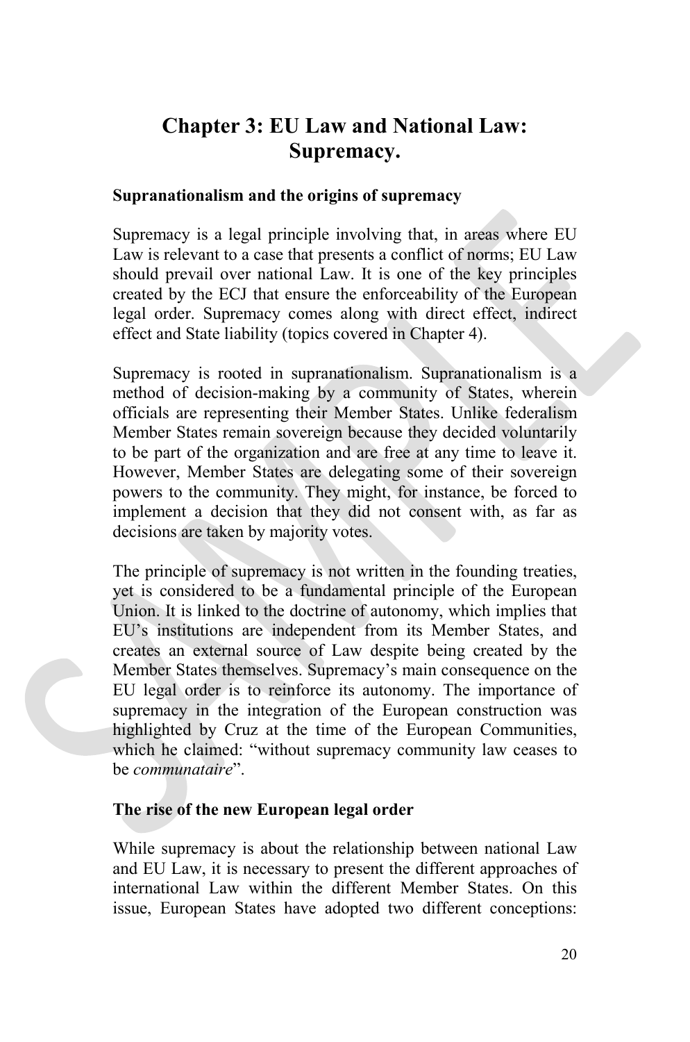# Chapter 3: EU Law and National Law: Supremacy.

### Supranationalism and the origins of supremacy

Supremacy is a legal principle involving that, in areas where EU Law is relevant to a case that presents a conflict of norms; EU Law should prevail over national Law. It is one of the key principles created by the ECJ that ensure the enforceability of the European legal order. Supremacy comes along with direct effect, indirect effect and State liability (topics covered in Chapter 4).

Supremacy is rooted in supranationalism. Supranationalism is a method of decision-making by a community of States, wherein officials are representing their Member States. Unlike federalism Member States remain sovereign because they decided voluntarily to be part of the organization and are free at any time to leave it. However, Member States are delegating some of their sovereign powers to the community. They might, for instance, be forced to implement a decision that they did not consent with, as far as decisions are taken by majority votes.

The principle of supremacy is not written in the founding treaties, yet is considered to be a fundamental principle of the European Union. It is linked to the doctrine of autonomy, which implies that EU's institutions are independent from its Member States, and creates an external source of Law despite being created by the Member States themselves. Supremacy's main consequence on the EU legal order is to reinforce its autonomy. The importance of supremacy in the integration of the European construction was highlighted by Cruz at the time of the European Communities, which he claimed: "without supremacy community law ceases to be *communataire*".

### The rise of the new European legal order

While supremacy is about the relationship between national Law and EU Law, it is necessary to present the different approaches of international Law within the different Member States. On this issue, European States have adopted two different conceptions: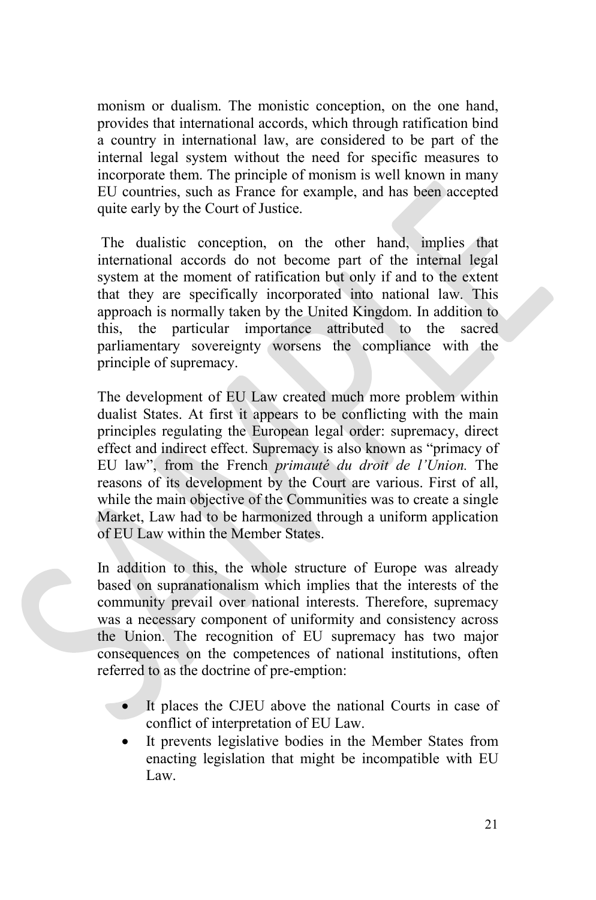monism or dualism. The monistic conception, on the one hand, provides that international accords, which through ratification bind a country in international law, are considered to be part of the internal legal system without the need for specific measures to incorporate them. The principle of monism is well known in many EU countries, such as France for example, and has been accepted quite early by the Court of Justice.

The dualistic conception, on the other hand, implies that international accords do not become part of the internal legal system at the moment of ratification but only if and to the extent that they are specifically incorporated into national law. This approach is normally taken by the United Kingdom. In addition to this, the particular importance attributed to the sacred parliamentary sovereignty worsens the compliance with the principle of supremacy.

The development of EU Law created much more problem within dualist States. At first it appears to be conflicting with the main principles regulating the European legal order: supremacy, direct effect and indirect effect. Supremacy is also known as "primacy of EU law", from the French *primauté du droit de l'Union.* The reasons of its development by the Court are various. First of all, while the main objective of the Communities was to create a single Market, Law had to be harmonized through a uniform application of EU Law within the Member States.

In addition to this, the whole structure of Europe was already based on supranationalism which implies that the interests of the community prevail over national interests. Therefore, supremacy was a necessary component of uniformity and consistency across the Union. The recognition of EU supremacy has two major consequences on the competences of national institutions, often referred to as the doctrine of pre-emption:

- It places the CJEU above the national Courts in case of conflict of interpretation of EU Law.
- It prevents legislative bodies in the Member States from enacting legislation that might be incompatible with EU Law.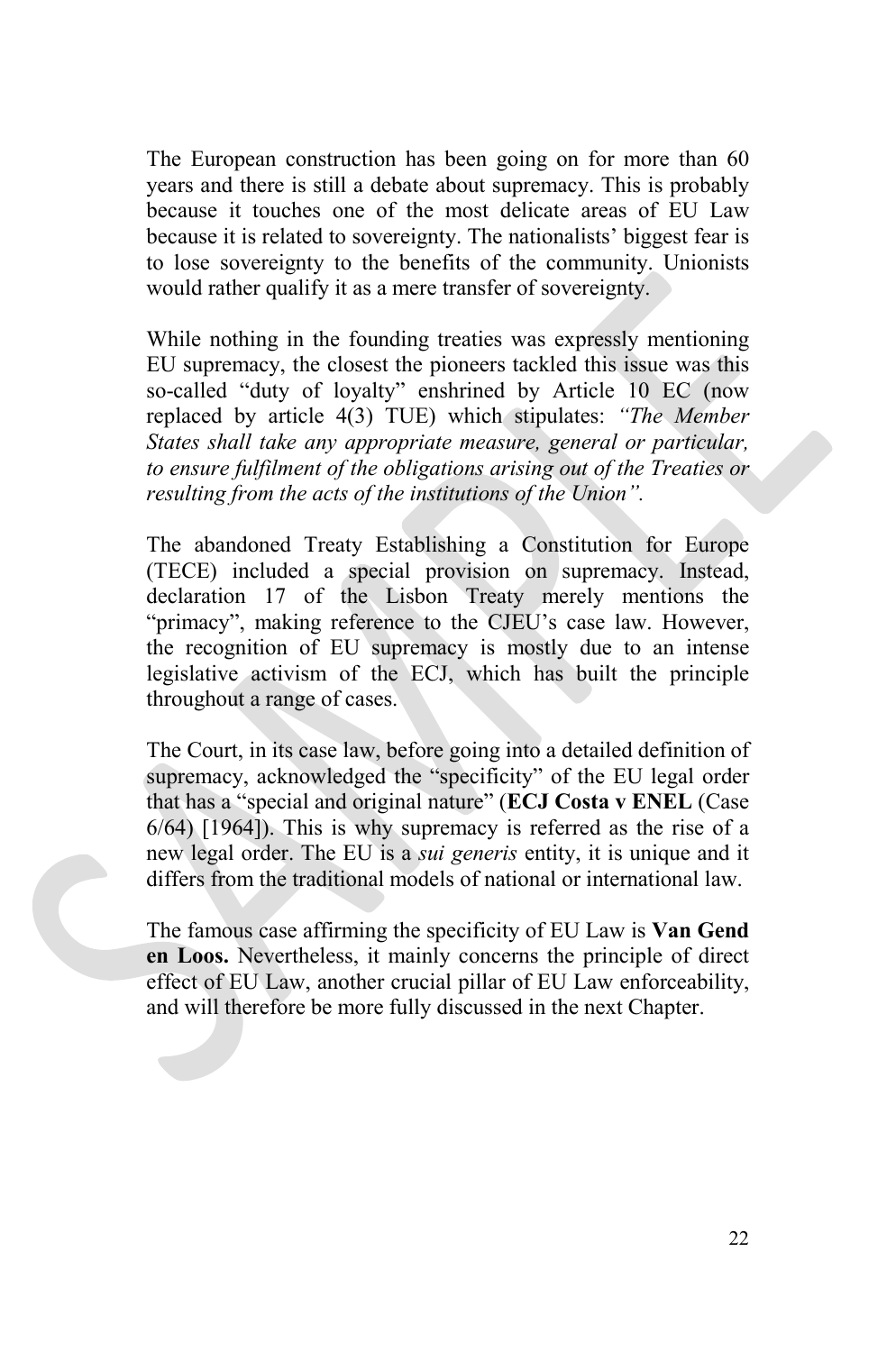The European construction has been going on for more than 60 years and there is still a debate about supremacy. This is probably because it touches one of the most delicate areas of EU Law because it is related to sovereignty. The nationalists' biggest fear is to lose sovereignty to the benefits of the community. Unionists would rather qualify it as a mere transfer of sovereignty.

While nothing in the founding treaties was expressly mentioning EU supremacy, the closest the pioneers tackled this issue was this so-called "duty of loyalty" enshrined by Article 10 EC (now replaced by article 4(3) TUE) which stipulates: *"The Member States shall take any appropriate measure, general or particular, to ensure fulfilment of the obligations arising out of the Treaties or resulting from the acts of the institutions of the Union".*

The abandoned Treaty Establishing a Constitution for Europe (TECE) included a special provision on supremacy. Instead, declaration 17 of the Lisbon Treaty merely mentions the "primacy", making reference to the CJEU's case law. However, the recognition of EU supremacy is mostly due to an intense legislative activism of the ECJ, which has built the principle throughout a range of cases.

The Court, in its case law, before going into a detailed definition of supremacy, acknowledged the "specificity" of the EU legal order that has a "special and original nature" (**ECJ Costa v ENEL** (Case 6/64) [1964]). This is why supremacy is referred as the rise of a new legal order. The EU is a *sui generis* entity, it is unique and it differs from the traditional models of national or international law.

The famous case affirming the specificity of EU Law is **Van Gend en Loos.** Nevertheless, it mainly concerns the principle of direct effect of EU Law, another crucial pillar of EU Law enforceability, and will therefore be more fully discussed in the next Chapter.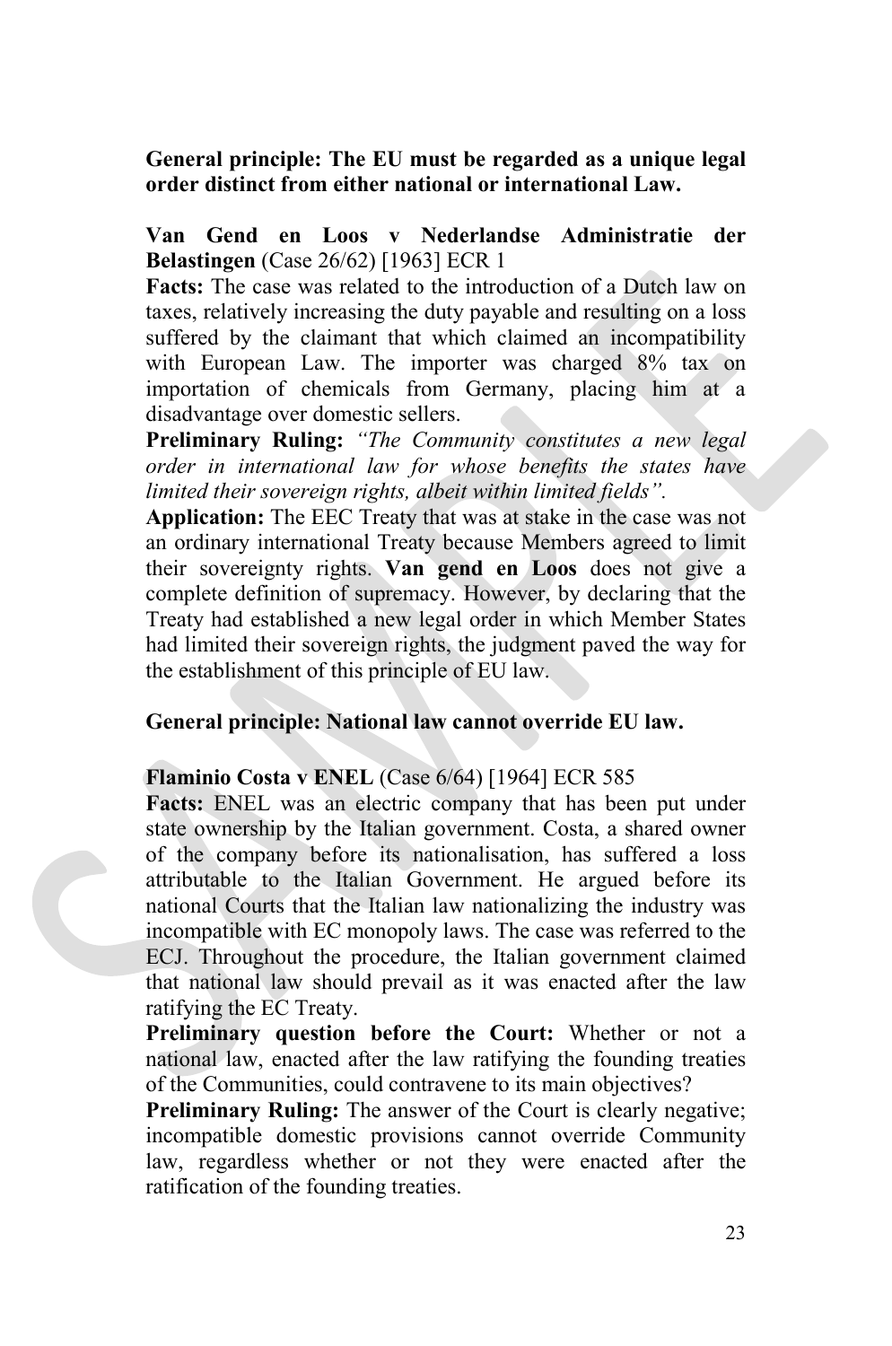**General principle: The EU must be regarded as a unique legal order distinct from either national or international Law.**

**Van Gend en Loos v Nederlandse Administratie der Belastingen** (Case 26/62) [1963] ECR 1

**Facts:** The case was related to the introduction of a Dutch law on taxes, relatively increasing the duty payable and resulting on a loss suffered by the claimant that which claimed an incompatibility with European Law. The importer was charged 8% tax on importation of chemicals from Germany, placing him at a disadvantage over domestic sellers.

**Preliminary Ruling:** *"The Community constitutes a new legal order in international law for whose benefits the states have limited their sovereign rights, albeit within limited fields".*

**Application:** The EEC Treaty that was at stake in the case was not an ordinary international Treaty because Members agreed to limit their sovereignty rights. **Van gend en Loos** does not give a complete definition of supremacy. However, by declaring that the Treaty had established a new legal order in which Member States had limited their sovereign rights, the judgment paved the way for the establishment of this principle of EU law.

**General principle: National law cannot override EU law.**

**Flaminio Costa v ENEL** (Case 6/64) [1964] ECR 585

**Facts:** ENEL was an electric company that has been put under state ownership by the Italian government. Costa, a shared owner of the company before its nationalisation, has suffered a loss attributable to the Italian Government. He argued before its national Courts that the Italian law nationalizing the industry was incompatible with EC monopoly laws. The case was referred to the ECJ. Throughout the procedure, the Italian government claimed that national law should prevail as it was enacted after the law ratifying the EC Treaty.

**Preliminary question before the Court:** Whether or not a national law, enacted after the law ratifying the founding treaties of the Communities, could contravene to its main objectives?

**Preliminary Ruling:** The answer of the Court is clearly negative; incompatible domestic provisions cannot override Community law, regardless whether or not they were enacted after the ratification of the founding treaties.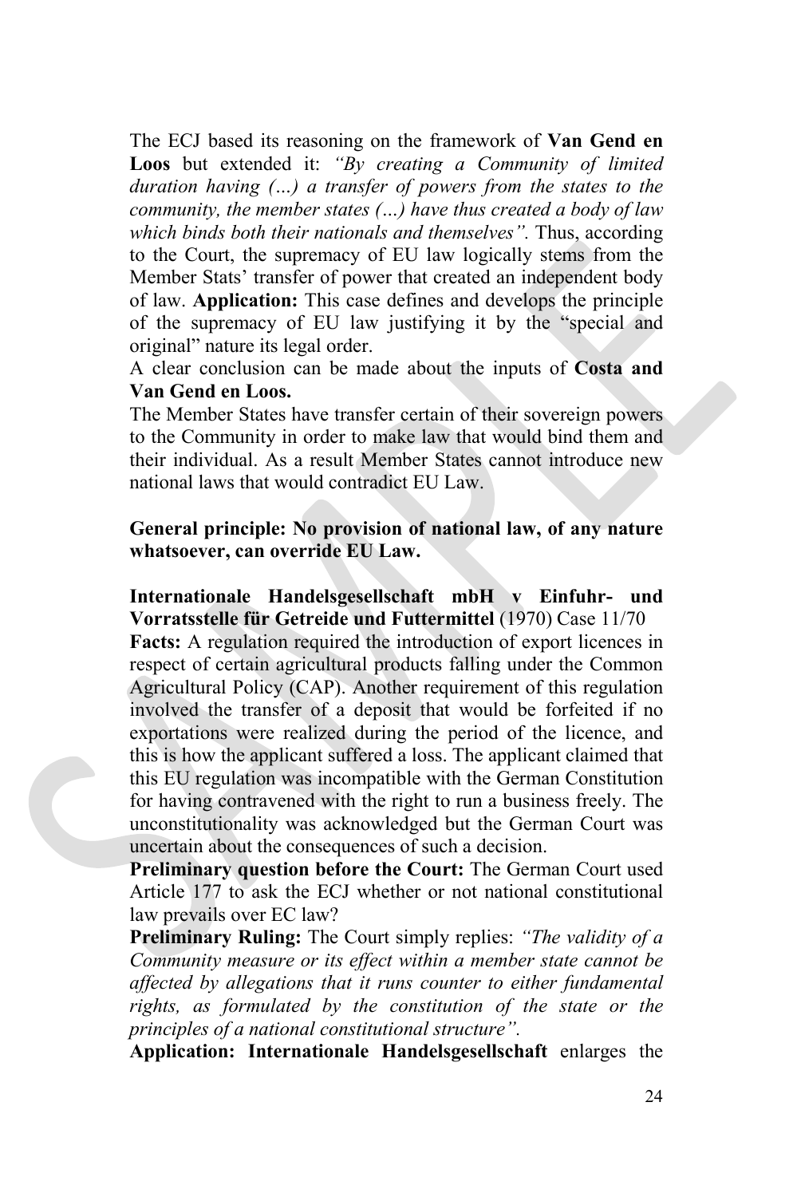The ECJ based its reasoning on the framework of **Van Gend en Loos** but extended it: *"By creating a Community of limited duration having (…) a transfer of powers from the states to the community, the member states (…) have thus created a body of law which binds both their nationals and themselves".* Thus, according to the Court, the supremacy of EU law logically stems from the Member Stats' transfer of power that created an independent body of law. **Application:** This case defines and develops the principle of the supremacy of EU law justifying it by the "special and original" nature its legal order.

A clear conclusion can be made about the inputs of **Costa and Van Gend en Loos.**

The Member States have transfer certain of their sovereign powers to the Community in order to make law that would bind them and their individual. As a result Member States cannot introduce new national laws that would contradict EU Law.

**General principle: No provision of national law, of any nature whatsoever, can override EU Law.**

**Internationale Handelsgesellschaft mbH v Einfuhr- und Vorratsstelle für Getreide und Futtermittel** (1970) Case 11/70

**Facts:** A regulation required the introduction of export licences in respect of certain agricultural products falling under the Common Agricultural Policy (CAP). Another requirement of this regulation involved the transfer of a deposit that would be forfeited if no exportations were realized during the period of the licence, and this is how the applicant suffered a loss. The applicant claimed that this EU regulation was incompatible with the German Constitution for having contravened with the right to run a business freely. The unconstitutionality was acknowledged but the German Court was uncertain about the consequences of such a decision.

**Preliminary question before the Court:** The German Court used Article 177 to ask the ECJ whether or not national constitutional law prevails over EC law?

**Preliminary Ruling:** The Court simply replies: *"The validity of a Community measure or its effect within a member state cannot be affected by allegations that it runs counter to either fundamental rights, as formulated by the constitution of the state or the principles of a national constitutional structure".*

**Application: Internationale Handelsgesellschaft** enlarges the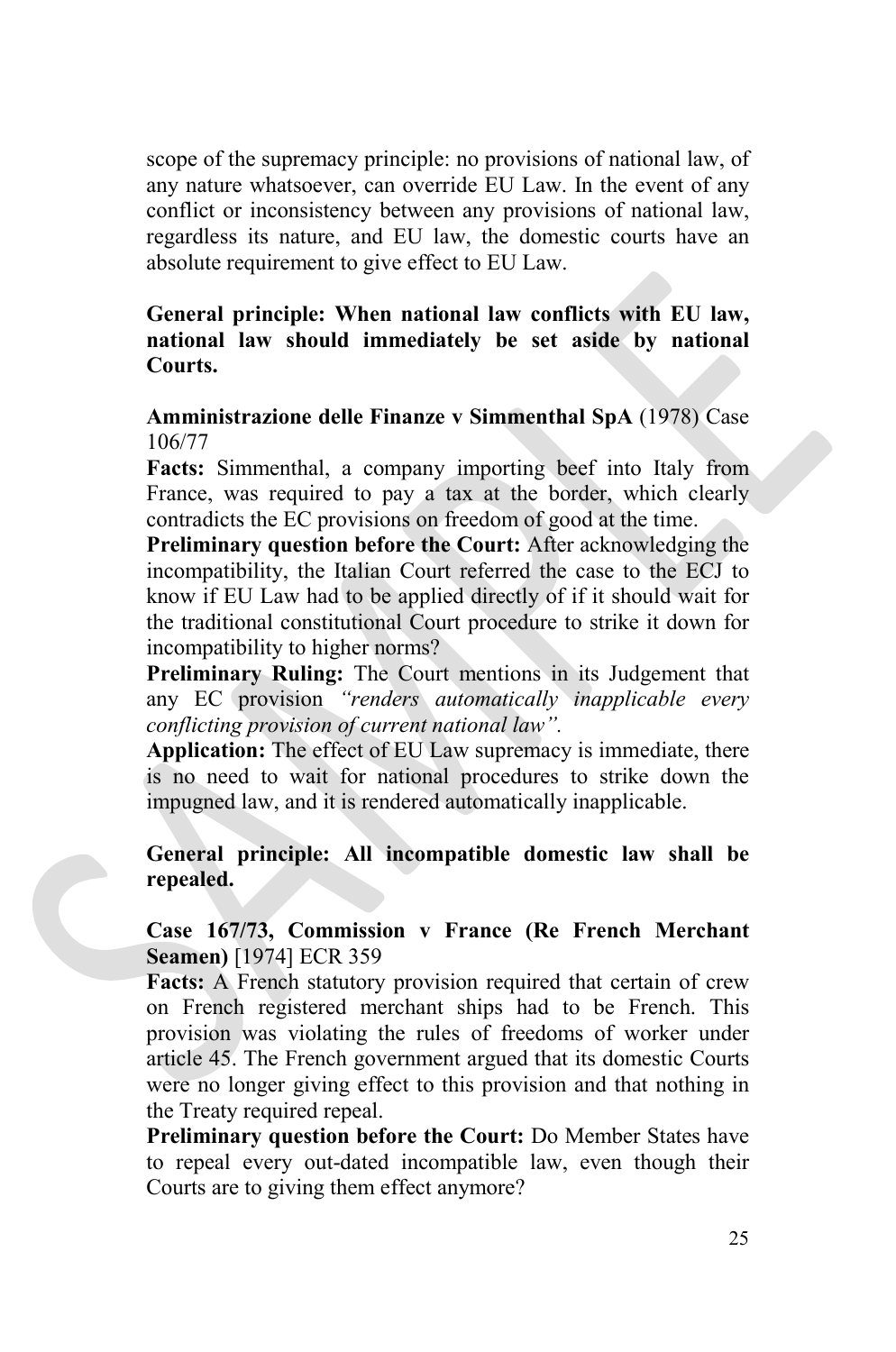scope of the supremacy principle: no provisions of national law, of any nature whatsoever, can override EU Law. In the event of any conflict or inconsistency between any provisions of national law, regardless its nature, and EU law, the domestic courts have an absolute requirement to give effect to EU Law.

**General principle: When national law conflicts with EU law, national law should immediately be set aside by national Courts.**

**Amministrazione delle Finanze v Simmenthal SpA** (1978) Case 106/77

**Facts:** Simmenthal, a company importing beef into Italy from France, was required to pay a tax at the border, which clearly contradicts the EC provisions on freedom of good at the time.

**Preliminary question before the Court:** After acknowledging the incompatibility, the Italian Court referred the case to the ECJ to know if EU Law had to be applied directly of if it should wait for the traditional constitutional Court procedure to strike it down for incompatibility to higher norms?

**Preliminary Ruling:** The Court mentions in its Judgement that any EC provision *"renders automatically inapplicable every conflicting provision of current national law".*

**Application:** The effect of EU Law supremacy is immediate, there is no need to wait for national procedures to strike down the impugned law, and it is rendered automatically inapplicable.

**General principle: All incompatible domestic law shall be repealed.**

**Case 167/73, Commission v France (Re French Merchant Seamen)** [1974] ECR 359

**Facts:** A French statutory provision required that certain of crew on French registered merchant ships had to be French. This provision was violating the rules of freedoms of worker under article 45. The French government argued that its domestic Courts were no longer giving effect to this provision and that nothing in the Treaty required repeal.

**Preliminary question before the Court:** Do Member States have to repeal every out-dated incompatible law, even though their Courts are to giving them effect anymore?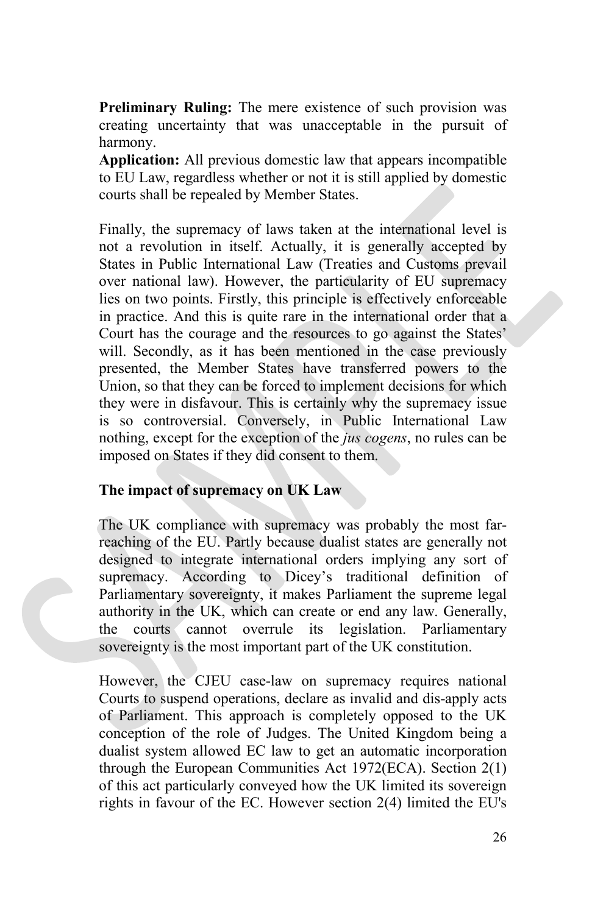**Preliminary Ruling:** The mere existence of such provision was creating uncertainty that was unacceptable in the pursuit of harmony.
**Application:** All previous domestic law that appears incompatible to EU Law, regardless whether or not it is still applied by domestic courts shall be repealed by Member States.

Finally, the supremacy of laws taken at the international level is not a revolution in itself. Actually, it is generally accepted by States in Public International Law (Treaties and Customs prevail over national law). However, the particularity of EU supremacy lies on two points. Firstly, this principle is effectively enforceable in practice. And this is quite rare in the international order that a Court has the courage and the resources to go against the States' will. Secondly, as it has been mentioned in the case previously presented, the Member States have transferred powers to the Union, so that they can be forced to implement decisions for which they were in disfavour. This is certainly why the supremacy issue is so controversial. Conversely, in Public International Law nothing, except for the exception of the *jus cogens*, no rules can be imposed on States if they did consent to them.

**The impact of supremacy on UK Law**

The UK compliance with supremacy was probably the most far-reaching of the EU. Partly because dualist states are generally not designed to integrate international orders implying any sort of supremacy. According to Dicey's traditional definition of Parliamentary sovereignty, it makes Parliament the supreme legal authority in the UK, which can create or end any law. Generally, the courts cannot overrule its legislation. Parliamentary sovereignty is the most important part of the UK constitution.

However, the CJEU case-law on supremacy requires national Courts to suspend operations, declare as invalid and dis-apply acts of Parliament. This approach is completely opposed to the UK conception of the role of Judges. The United Kingdom being a dualist system allowed EC law to get an automatic incorporation through the European Communities Act 1972(ECA). Section 2(1) of this act particularly conveyed how the UK limited its sovereign rights in favour of the EC. However section 2(4) limited the EU's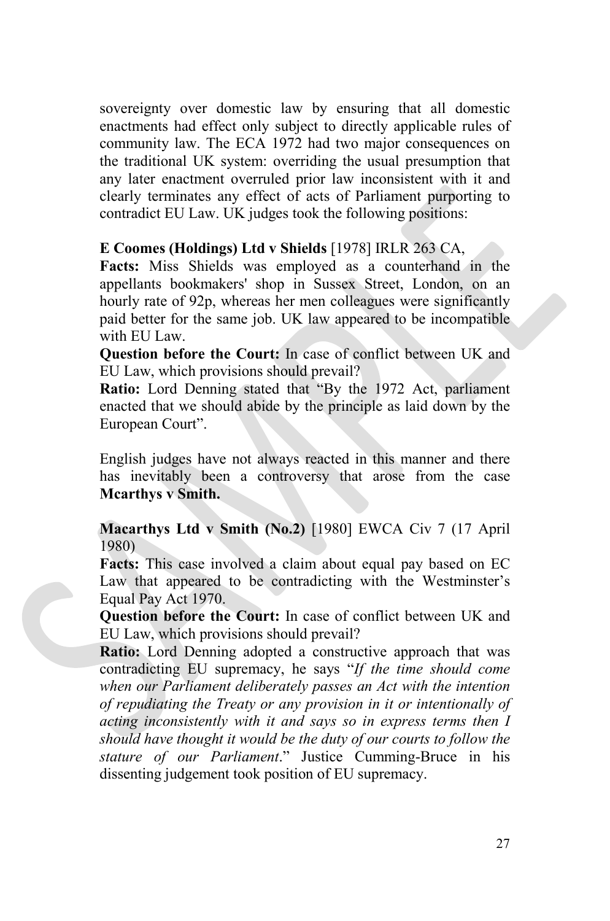sovereignty over domestic law by ensuring that all domestic enactments had effect only subject to directly applicable rules of community law. The ECA 1972 had two major consequences on the traditional UK system: overriding the usual presumption that any later enactment overruled prior law inconsistent with it and clearly terminates any effect of acts of Parliament purporting to contradict EU Law. UK judges took the following positions:

**E Coomes (Holdings) Ltd v Shields** [1978] IRLR 263 CA,
**Facts:** Miss Shields was employed as a counterhand in the appellants bookmakers' shop in Sussex Street, London, on an hourly rate of 92p, whereas her men colleagues were significantly paid better for the same job. UK law appeared to be incompatible with EU Law.
**Question before the Court:** In case of conflict between UK and EU Law, which provisions should prevail?
**Ratio:** Lord Denning stated that "By the 1972 Act, parliament enacted that we should abide by the principle as laid down by the European Court".

English judges have not always reacted in this manner and there has inevitably been a controversy that arose from the case **Mcarthys v Smith.**

**Macarthys Ltd v Smith (No.2)** [1980] EWCA Civ 7 (17 April 1980)
**Facts:** This case involved a claim about equal pay based on EC Law that appeared to be contradicting with the Westminster's Equal Pay Act 1970.
**Question before the Court:** In case of conflict between UK and EU Law, which provisions should prevail?
**Ratio:** Lord Denning adopted a constructive approach that was contradicting EU supremacy, he says "*If the time should come when our Parliament deliberately passes an Act with the intention of repudiating the Treaty or any provision in it or intentionally of acting inconsistently with it and says so in express terms then I should have thought it would be the duty of our courts to follow the stature of our Parliament*." Justice Cumming-Bruce in his dissenting judgement took position of EU supremacy.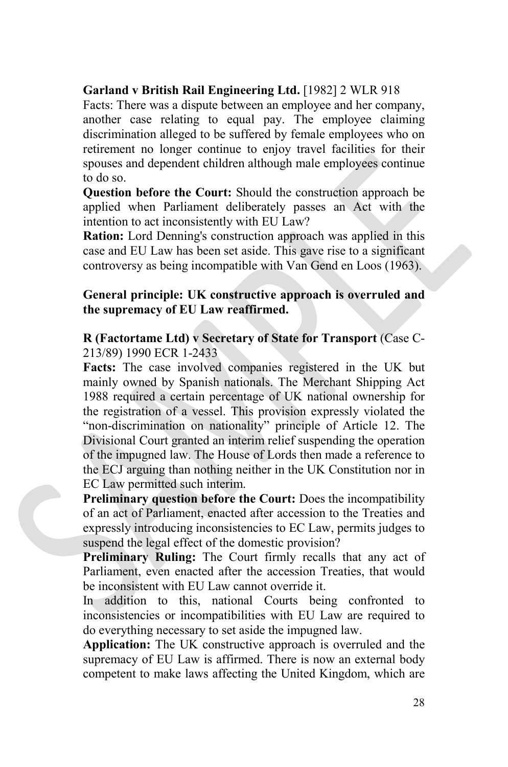**Garland v British Rail Engineering Ltd.** [1982] 2 WLR 918

Facts: There was a dispute between an employee and her company, another case relating to equal pay. The employee claiming discrimination alleged to be suffered by female employees who on retirement no longer continue to enjoy travel facilities for their spouses and dependent children although male employees continue to do so.

**Question before the Court:** Should the construction approach be applied when Parliament deliberately passes an Act with the intention to act inconsistently with EU Law?

**Ration:** Lord Denning's construction approach was applied in this case and EU Law has been set aside. This gave rise to a significant controversy as being incompatible with Van Gend en Loos (1963).

**General principle: UK constructive approach is overruled and the supremacy of EU Law reaffirmed.**

**R (Factortame Ltd) v Secretary of State for Transport** (Case C-213/89) 1990 ECR 1-2433

**Facts:** The case involved companies registered in the UK but mainly owned by Spanish nationals. The Merchant Shipping Act 1988 required a certain percentage of UK national ownership for the registration of a vessel. This provision expressly violated the "non-discrimination on nationality" principle of Article 12. The Divisional Court granted an interim relief suspending the operation of the impugned law. The House of Lords then made a reference to the ECJ arguing than nothing neither in the UK Constitution nor in EC Law permitted such interim.

**Preliminary question before the Court:** Does the incompatibility of an act of Parliament, enacted after accession to the Treaties and expressly introducing inconsistencies to EC Law, permits judges to suspend the legal effect of the domestic provision?

**Preliminary Ruling:** The Court firmly recalls that any act of Parliament, even enacted after the accession Treaties, that would be inconsistent with EU Law cannot override it.

In addition to this, national Courts being confronted to inconsistencies or incompatibilities with EU Law are required to do everything necessary to set aside the impugned law.

**Application:** The UK constructive approach is overruled and the supremacy of EU Law is affirmed. There is now an external body competent to make laws affecting the United Kingdom, which are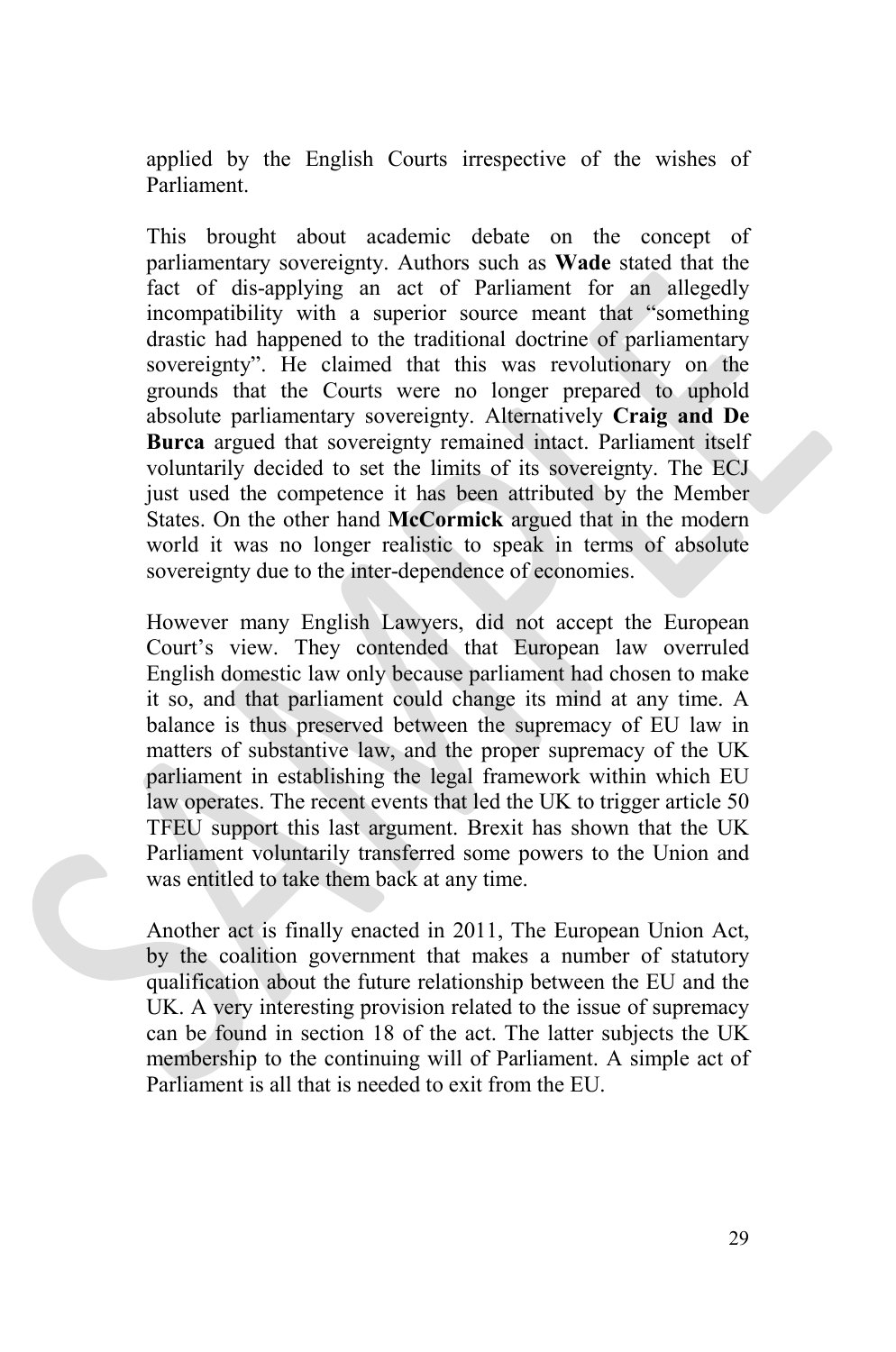applied by the English Courts irrespective of the wishes of Parliament.

This brought about academic debate on the concept of parliamentary sovereignty. Authors such as **Wade** stated that the fact of dis-applying an act of Parliament for an allegedly incompatibility with a superior source meant that "something drastic had happened to the traditional doctrine of parliamentary sovereignty". He claimed that this was revolutionary on the grounds that the Courts were no longer prepared to uphold absolute parliamentary sovereignty. Alternatively **Craig and De Burca** argued that sovereignty remained intact. Parliament itself voluntarily decided to set the limits of its sovereignty. The ECJ just used the competence it has been attributed by the Member States. On the other hand **McCormick** argued that in the modern world it was no longer realistic to speak in terms of absolute sovereignty due to the inter-dependence of economies.

However many English Lawyers, did not accept the European Court's view. They contended that European law overruled English domestic law only because parliament had chosen to make it so, and that parliament could change its mind at any time. A balance is thus preserved between the supremacy of EU law in matters of substantive law, and the proper supremacy of the UK parliament in establishing the legal framework within which EU law operates. The recent events that led the UK to trigger article 50 TFEU support this last argument. Brexit has shown that the UK Parliament voluntarily transferred some powers to the Union and was entitled to take them back at any time.

Another act is finally enacted in 2011, The European Union Act, by the coalition government that makes a number of statutory qualification about the future relationship between the EU and the UK. A very interesting provision related to the issue of supremacy can be found in section 18 of the act. The latter subjects the UK membership to the continuing will of Parliament. A simple act of Parliament is all that is needed to exit from the EU.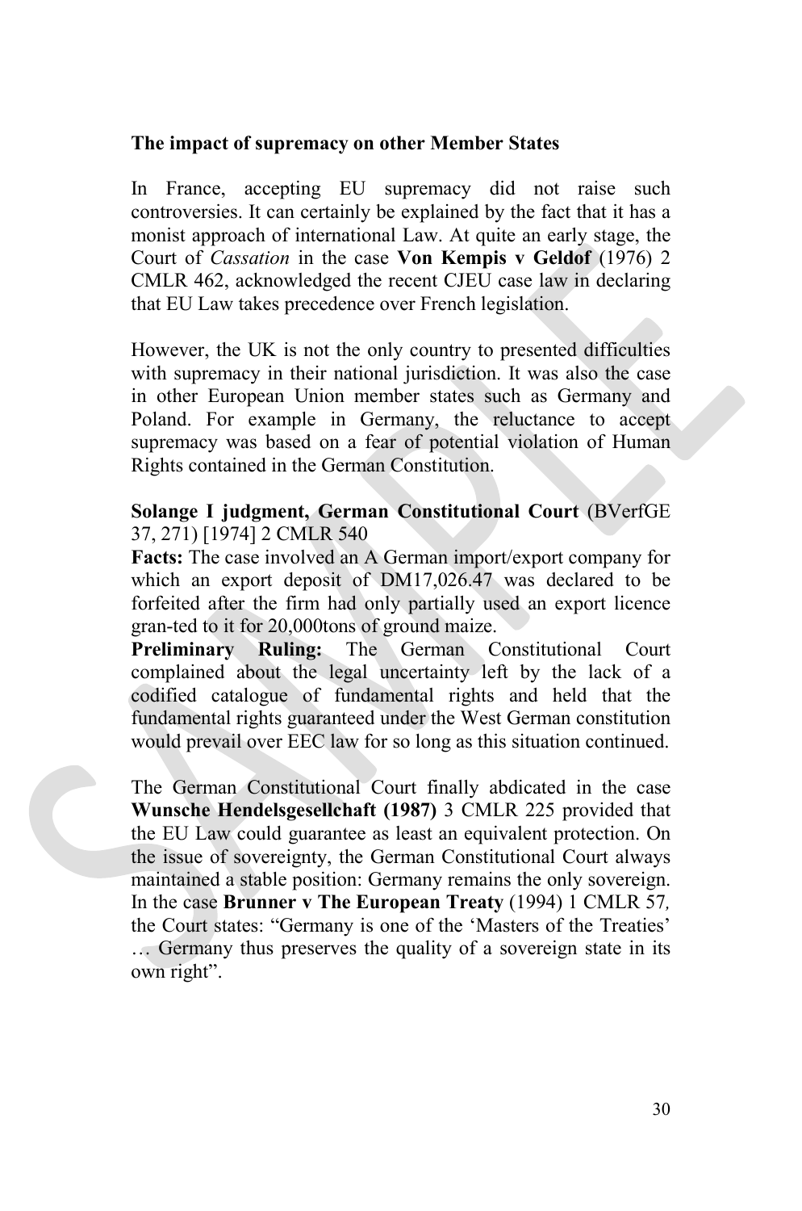**The impact of supremacy on other Member States**

In France, accepting EU supremacy did not raise such controversies. It can certainly be explained by the fact that it has a monist approach of international Law. At quite an early stage, the Court of *Cassation* in the case **Von Kempis v Geldof** (1976) 2 CMLR 462, acknowledged the recent CJEU case law in declaring that EU Law takes precedence over French legislation.

However, the UK is not the only country to presented difficulties with supremacy in their national jurisdiction. It was also the case in other European Union member states such as Germany and Poland. For example in Germany, the reluctance to accept supremacy was based on a fear of potential violation of Human Rights contained in the German Constitution.

**Solange I judgment, German Constitutional Court** (BVerfGE 37, 271) [1974] 2 CMLR 540

**Facts:** The case involved an A German import/export company for which an export deposit of DM17,026.47 was declared to be forfeited after the firm had only partially used an export licence gran-ted to it for 20,000tons of ground maize.

**Preliminary Ruling:** The German Constitutional Court complained about the legal uncertainty left by the lack of a codified catalogue of fundamental rights and held that the fundamental rights guaranteed under the West German constitution would prevail over EEC law for so long as this situation continued.

The German Constitutional Court finally abdicated in the case **Wunsche Hendelsgesellchaft (1987)** 3 CMLR 225 provided that the EU Law could guarantee as least an equivalent protection. On the issue of sovereignty, the German Constitutional Court always maintained a stable position: Germany remains the only sovereign. In the case **Brunner v The European Treaty** (1994) 1 CMLR 57*,* the Court states: "Germany is one of the 'Masters of the Treaties' … Germany thus preserves the quality of a sovereign state in its own right".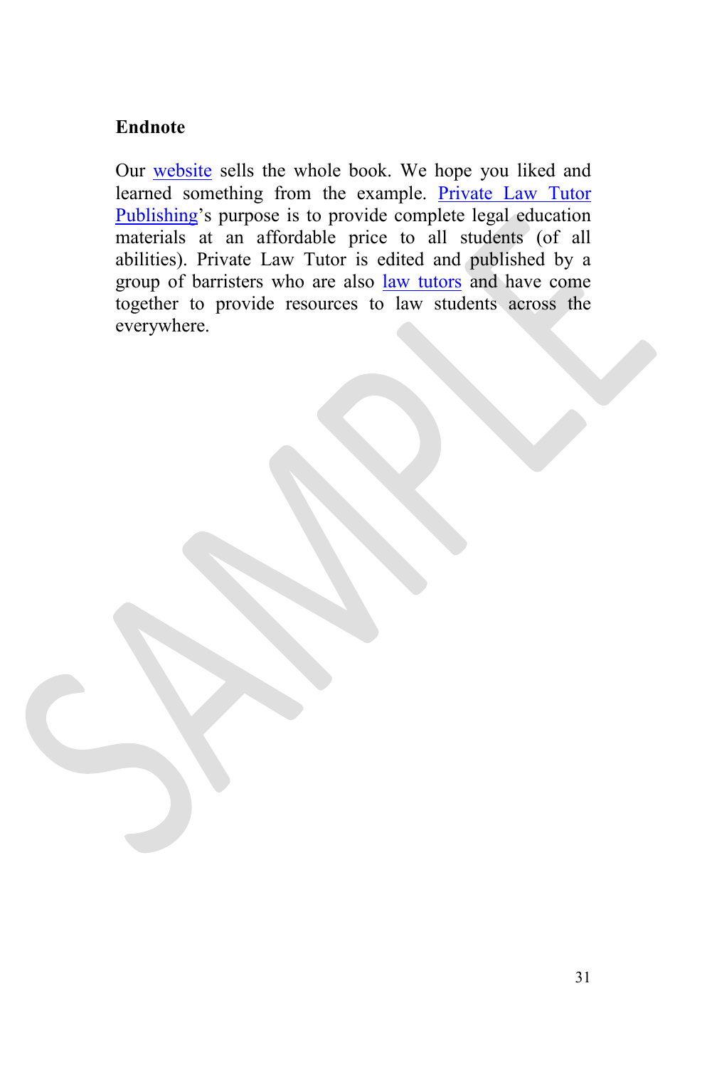### Endnote

Our website sells the whole book. We hope you liked and learned something from the example. Private Law Tutor Publishing's purpose is to provide complete legal education materials at an affordable price to all students (of all abilities). Private Law Tutor is edited and published by a group of barristers who are also law tutors and have come together to provide resources to law students across the everywhere.